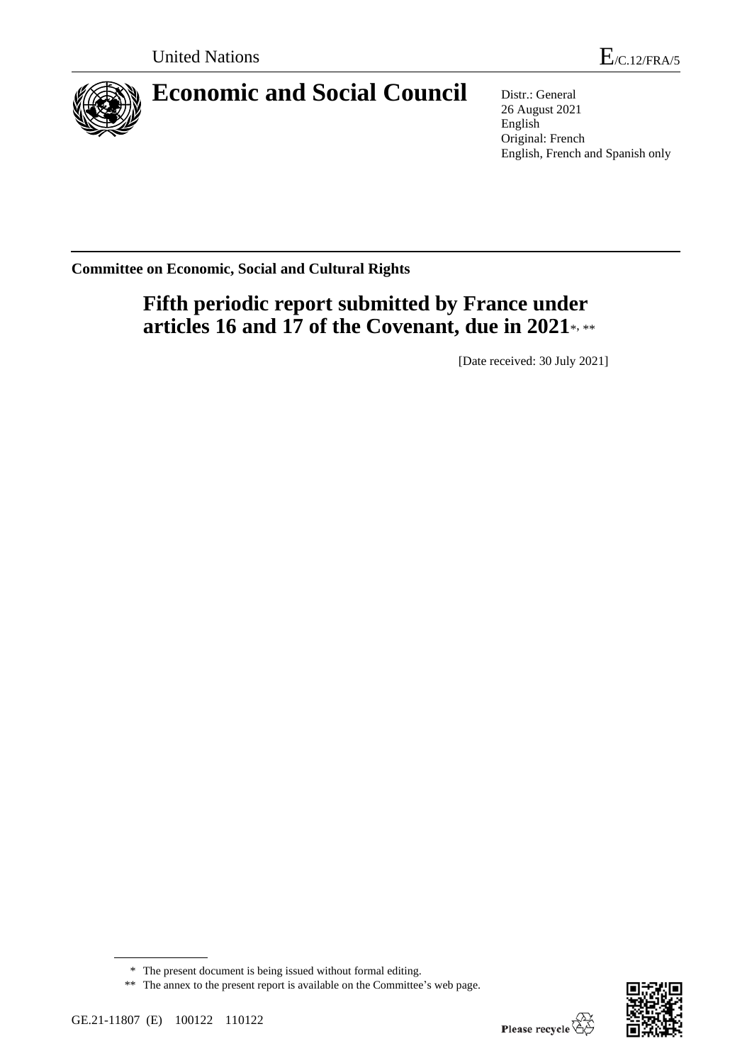United Nations E/C.12/FRA/5

# Economic and Social Council

Distr.: General
26 August 2021
English
Original: French
English, French and Spanish only

**Committee on Economic, Social and Cultural Rights**

## Fifth periodic report submitted by France under articles 16 and 17 of the Covenant, due in 2021*, **

[Date received: 30 July 2021]

* The present document is being issued without formal editing.

** The annex to the present report is available on the Committee's web page.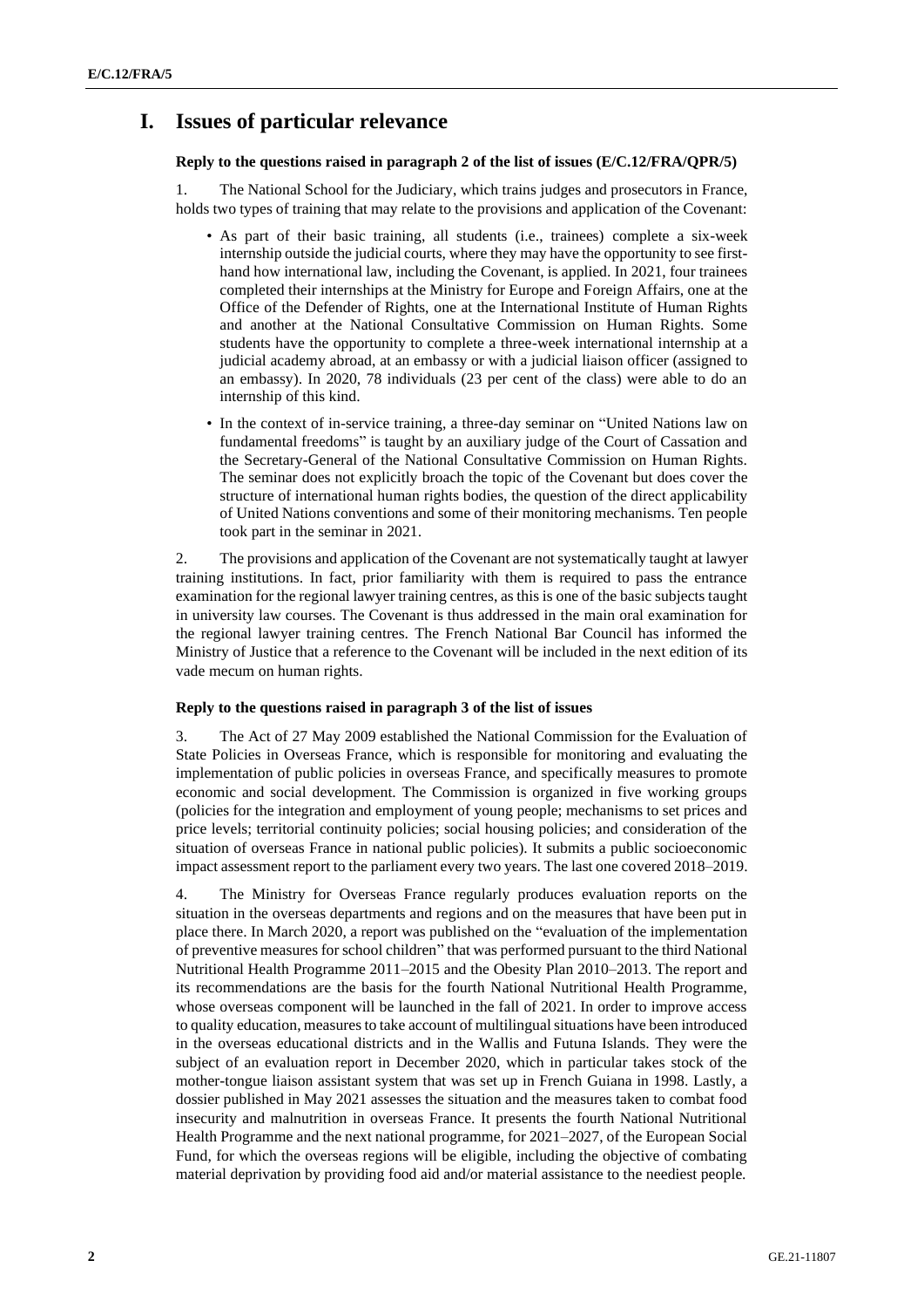# I. Issues of particular relevance

### Reply to the questions raised in paragraph 2 of the list of issues (E/C.12/FRA/QPR/5)

1. The National School for the Judiciary, which trains judges and prosecutors in France, holds two types of training that may relate to the provisions and application of the Covenant:

- As part of their basic training, all students (i.e., trainees) complete a six-week internship outside the judicial courts, where they may have the opportunity to see first-hand how international law, including the Covenant, is applied. In 2021, four trainees completed their internships at the Ministry for Europe and Foreign Affairs, one at the Office of the Defender of Rights, one at the International Institute of Human Rights and another at the National Consultative Commission on Human Rights. Some students have the opportunity to complete a three-week international internship at a judicial academy abroad, at an embassy or with a judicial liaison officer (assigned to an embassy). In 2020, 78 individuals (23 per cent of the class) were able to do an internship of this kind.
- In the context of in-service training, a three-day seminar on "United Nations law on fundamental freedoms" is taught by an auxiliary judge of the Court of Cassation and the Secretary-General of the National Consultative Commission on Human Rights. The seminar does not explicitly broach the topic of the Covenant but does cover the structure of international human rights bodies, the question of the direct applicability of United Nations conventions and some of their monitoring mechanisms. Ten people took part in the seminar in 2021.

2. The provisions and application of the Covenant are not systematically taught at lawyer training institutions. In fact, prior familiarity with them is required to pass the entrance examination for the regional lawyer training centres, as this is one of the basic subjects taught in university law courses. The Covenant is thus addressed in the main oral examination for the regional lawyer training centres. The French National Bar Council has informed the Ministry of Justice that a reference to the Covenant will be included in the next edition of its vade mecum on human rights.

### Reply to the questions raised in paragraph 3 of the list of issues

3. The Act of 27 May 2009 established the National Commission for the Evaluation of State Policies in Overseas France, which is responsible for monitoring and evaluating the implementation of public policies in overseas France, and specifically measures to promote economic and social development. The Commission is organized in five working groups (policies for the integration and employment of young people; mechanisms to set prices and price levels; territorial continuity policies; social housing policies; and consideration of the situation of overseas France in national public policies). It submits a public socioeconomic impact assessment report to the parliament every two years. The last one covered 2018–2019.

4. The Ministry for Overseas France regularly produces evaluation reports on the situation in the overseas departments and regions and on the measures that have been put in place there. In March 2020, a report was published on the "evaluation of the implementation of preventive measures for school children" that was performed pursuant to the third National Nutritional Health Programme 2011–2015 and the Obesity Plan 2010–2013. The report and its recommendations are the basis for the fourth National Nutritional Health Programme, whose overseas component will be launched in the fall of 2021. In order to improve access to quality education, measures to take account of multilingual situations have been introduced in the overseas educational districts and in the Wallis and Futuna Islands. They were the subject of an evaluation report in December 2020, which in particular takes stock of the mother-tongue liaison assistant system that was set up in French Guiana in 1998. Lastly, a dossier published in May 2021 assesses the situation and the measures taken to combat food insecurity and malnutrition in overseas France. It presents the fourth National Nutritional Health Programme and the next national programme, for 2021–2027, of the European Social Fund, for which the overseas regions will be eligible, including the objective of combating material deprivation by providing food aid and/or material assistance to the neediest people.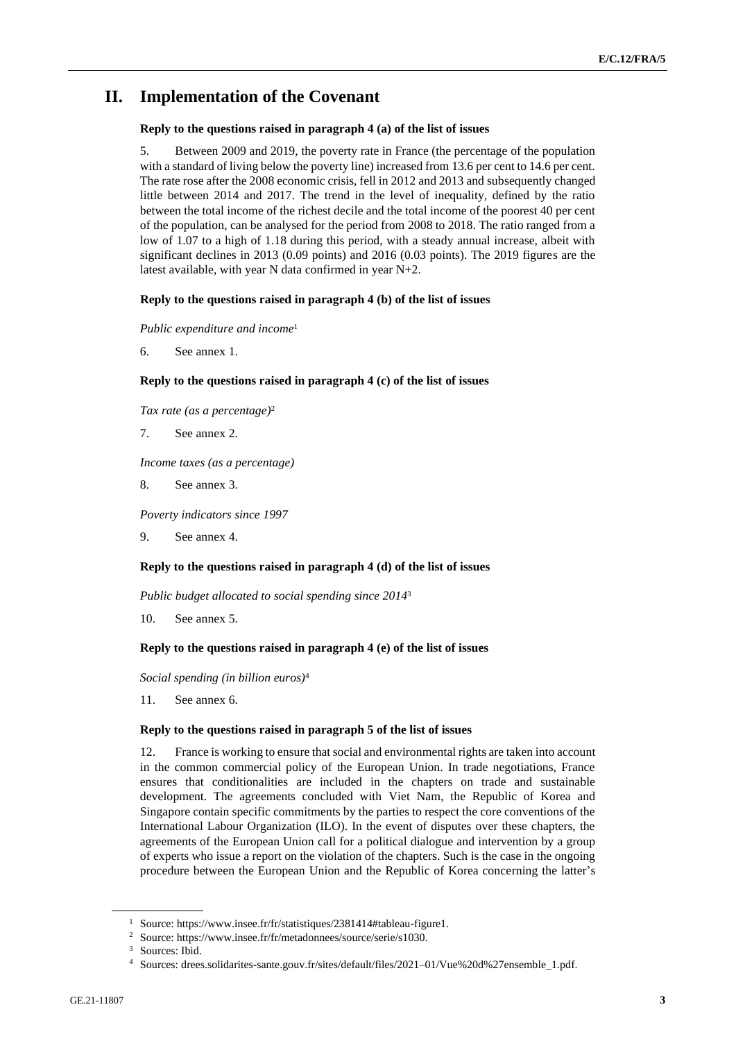# II. Implementation of the Covenant

**Reply to the questions raised in paragraph 4 (a) of the list of issues**

5. Between 2009 and 2019, the poverty rate in France (the percentage of the population with a standard of living below the poverty line) increased from 13.6 per cent to 14.6 per cent. The rate rose after the 2008 economic crisis, fell in 2012 and 2013 and subsequently changed little between 2014 and 2017. The trend in the level of inequality, defined by the ratio between the total income of the richest decile and the total income of the poorest 40 per cent of the population, can be analysed for the period from 2008 to 2018. The ratio ranged from a low of 1.07 to a high of 1.18 during this period, with a steady annual increase, albeit with significant declines in 2013 (0.09 points) and 2016 (0.03 points). The 2019 figures are the latest available, with year N data confirmed in year N+2.

**Reply to the questions raised in paragraph 4 (b) of the list of issues**

*Public expenditure and income*[1]

6. See annex 1.

**Reply to the questions raised in paragraph 4 (c) of the list of issues**

*Tax rate (as a percentage)*[2]

7. See annex 2.

*Income taxes (as a percentage)*

8. See annex 3.

*Poverty indicators since 1997*

9. See annex 4.

**Reply to the questions raised in paragraph 4 (d) of the list of issues**

*Public budget allocated to social spending since 2014*[3]

10. See annex 5.

**Reply to the questions raised in paragraph 4 (e) of the list of issues**

*Social spending (in billion euros)*[4]

11. See annex 6.

**Reply to the questions raised in paragraph 5 of the list of issues**

12. France is working to ensure that social and environmental rights are taken into account in the common commercial policy of the European Union. In trade negotiations, France ensures that conditionalities are included in the chapters on trade and sustainable development. The agreements concluded with Viet Nam, the Republic of Korea and Singapore contain specific commitments by the parties to respect the core conventions of the International Labour Organization (ILO). In the event of disputes over these chapters, the agreements of the European Union call for a political dialogue and intervention by a group of experts who issue a report on the violation of the chapters. Such is the case in the ongoing procedure between the European Union and the Republic of Korea concerning the latter's

---

[1] Source: https://www.insee.fr/fr/statistiques/2381414#tableau-figure1.

[2] Source: https://www.insee.fr/fr/metadonnees/source/serie/s1030.

[3] Sources: Ibid.

[4] Sources: drees.solidarites-sante.gouv.fr/sites/default/files/2021–01/Vue%20d%27ensemble_1.pdf.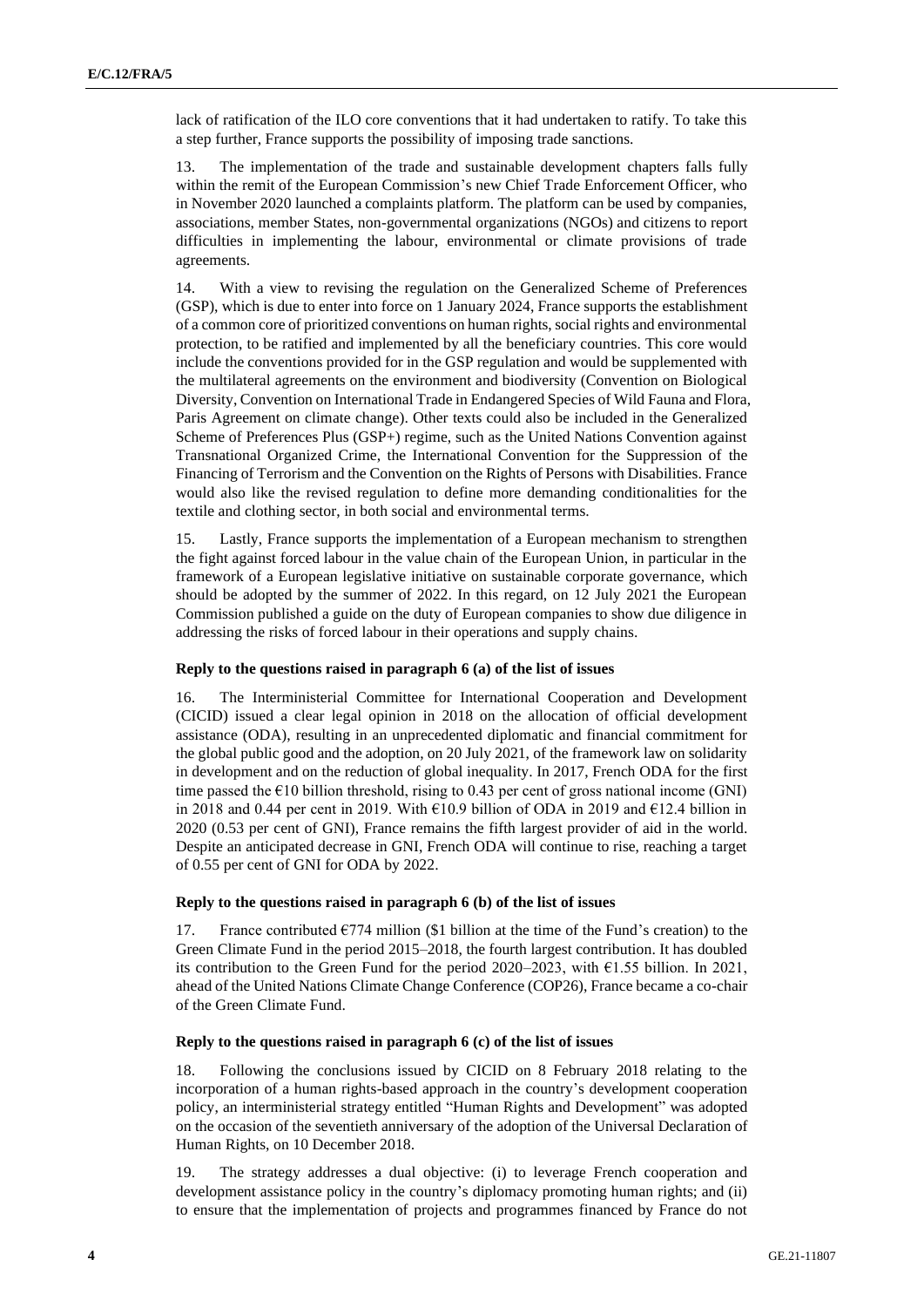lack of ratification of the ILO core conventions that it had undertaken to ratify. To take this a step further, France supports the possibility of imposing trade sanctions.

13. The implementation of the trade and sustainable development chapters falls fully within the remit of the European Commission's new Chief Trade Enforcement Officer, who in November 2020 launched a complaints platform. The platform can be used by companies, associations, member States, non-governmental organizations (NGOs) and citizens to report difficulties in implementing the labour, environmental or climate provisions of trade agreements.

14. With a view to revising the regulation on the Generalized Scheme of Preferences (GSP), which is due to enter into force on 1 January 2024, France supports the establishment of a common core of prioritized conventions on human rights, social rights and environmental protection, to be ratified and implemented by all the beneficiary countries. This core would include the conventions provided for in the GSP regulation and would be supplemented with the multilateral agreements on the environment and biodiversity (Convention on Biological Diversity, Convention on International Trade in Endangered Species of Wild Fauna and Flora, Paris Agreement on climate change). Other texts could also be included in the Generalized Scheme of Preferences Plus (GSP+) regime, such as the United Nations Convention against Transnational Organized Crime, the International Convention for the Suppression of the Financing of Terrorism and the Convention on the Rights of Persons with Disabilities. France would also like the revised regulation to define more demanding conditionalities for the textile and clothing sector, in both social and environmental terms.

15. Lastly, France supports the implementation of a European mechanism to strengthen the fight against forced labour in the value chain of the European Union, in particular in the framework of a European legislative initiative on sustainable corporate governance, which should be adopted by the summer of 2022. In this regard, on 12 July 2021 the European Commission published a guide on the duty of European companies to show due diligence in addressing the risks of forced labour in their operations and supply chains.

### Reply to the questions raised in paragraph 6 (a) of the list of issues

16. The Interministerial Committee for International Cooperation and Development (CICID) issued a clear legal opinion in 2018 on the allocation of official development assistance (ODA), resulting in an unprecedented diplomatic and financial commitment for the global public good and the adoption, on 20 July 2021, of the framework law on solidarity in development and on the reduction of global inequality. In 2017, French ODA for the first time passed the €10 billion threshold, rising to 0.43 per cent of gross national income (GNI) in 2018 and 0.44 per cent in 2019. With €10.9 billion of ODA in 2019 and €12.4 billion in 2020 (0.53 per cent of GNI), France remains the fifth largest provider of aid in the world. Despite an anticipated decrease in GNI, French ODA will continue to rise, reaching a target of 0.55 per cent of GNI for ODA by 2022.

### Reply to the questions raised in paragraph 6 (b) of the list of issues

17. France contributed €774 million ($1 billion at the time of the Fund's creation) to the Green Climate Fund in the period 2015–2018, the fourth largest contribution. It has doubled its contribution to the Green Fund for the period 2020–2023, with €1.55 billion. In 2021, ahead of the United Nations Climate Change Conference (COP26), France became a co-chair of the Green Climate Fund.

### Reply to the questions raised in paragraph 6 (c) of the list of issues

18. Following the conclusions issued by CICID on 8 February 2018 relating to the incorporation of a human rights-based approach in the country's development cooperation policy, an interministerial strategy entitled "Human Rights and Development" was adopted on the occasion of the seventieth anniversary of the adoption of the Universal Declaration of Human Rights, on 10 December 2018.

19. The strategy addresses a dual objective: (i) to leverage French cooperation and development assistance policy in the country's diplomacy promoting human rights; and (ii) to ensure that the implementation of projects and programmes financed by France do not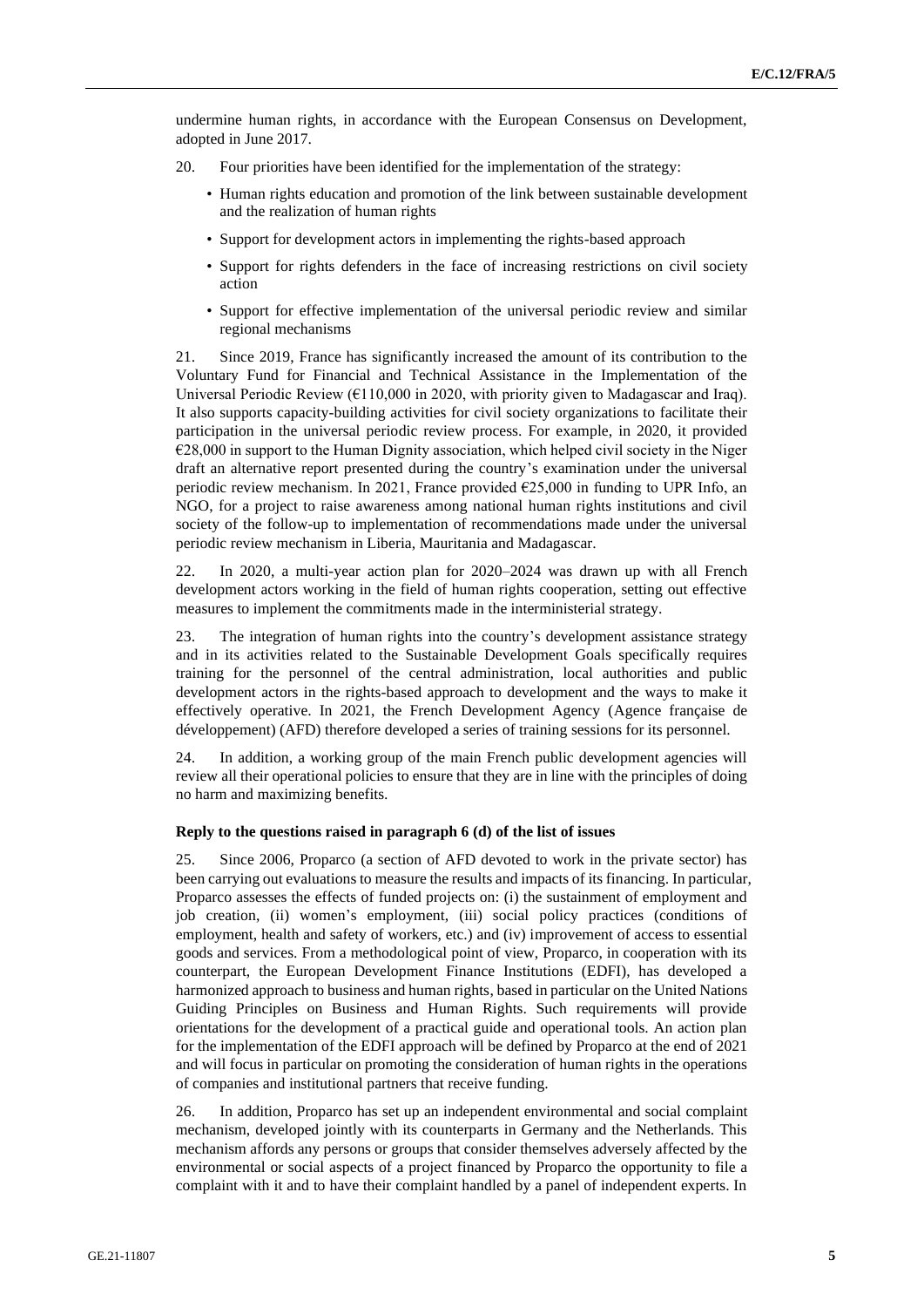undermine human rights, in accordance with the European Consensus on Development, adopted in June 2017.

20. Four priorities have been identified for the implementation of the strategy:

- Human rights education and promotion of the link between sustainable development and the realization of human rights
- Support for development actors in implementing the rights-based approach
- Support for rights defenders in the face of increasing restrictions on civil society action
- Support for effective implementation of the universal periodic review and similar regional mechanisms

21. Since 2019, France has significantly increased the amount of its contribution to the Voluntary Fund for Financial and Technical Assistance in the Implementation of the Universal Periodic Review (€110,000 in 2020, with priority given to Madagascar and Iraq). It also supports capacity-building activities for civil society organizations to facilitate their participation in the universal periodic review process. For example, in 2020, it provided €28,000 in support to the Human Dignity association, which helped civil society in the Niger draft an alternative report presented during the country's examination under the universal periodic review mechanism. In 2021, France provided €25,000 in funding to UPR Info, an NGO, for a project to raise awareness among national human rights institutions and civil society of the follow-up to implementation of recommendations made under the universal periodic review mechanism in Liberia, Mauritania and Madagascar.

22. In 2020, a multi-year action plan for 2020–2024 was drawn up with all French development actors working in the field of human rights cooperation, setting out effective measures to implement the commitments made in the interministerial strategy.

23. The integration of human rights into the country's development assistance strategy and in its activities related to the Sustainable Development Goals specifically requires training for the personnel of the central administration, local authorities and public development actors in the rights-based approach to development and the ways to make it effectively operative. In 2021, the French Development Agency (Agence française de développement) (AFD) therefore developed a series of training sessions for its personnel.

24. In addition, a working group of the main French public development agencies will review all their operational policies to ensure that they are in line with the principles of doing no harm and maximizing benefits.

**Reply to the questions raised in paragraph 6 (d) of the list of issues**

25. Since 2006, Proparco (a section of AFD devoted to work in the private sector) has been carrying out evaluations to measure the results and impacts of its financing. In particular, Proparco assesses the effects of funded projects on: (i) the sustainment of employment and job creation, (ii) women's employment, (iii) social policy practices (conditions of employment, health and safety of workers, etc.) and (iv) improvement of access to essential goods and services. From a methodological point of view, Proparco, in cooperation with its counterpart, the European Development Finance Institutions (EDFI), has developed a harmonized approach to business and human rights, based in particular on the United Nations Guiding Principles on Business and Human Rights. Such requirements will provide orientations for the development of a practical guide and operational tools. An action plan for the implementation of the EDFI approach will be defined by Proparco at the end of 2021 and will focus in particular on promoting the consideration of human rights in the operations of companies and institutional partners that receive funding.

26. In addition, Proparco has set up an independent environmental and social complaint mechanism, developed jointly with its counterparts in Germany and the Netherlands. This mechanism affords any persons or groups that consider themselves adversely affected by the environmental or social aspects of a project financed by Proparco the opportunity to file a complaint with it and to have their complaint handled by a panel of independent experts. In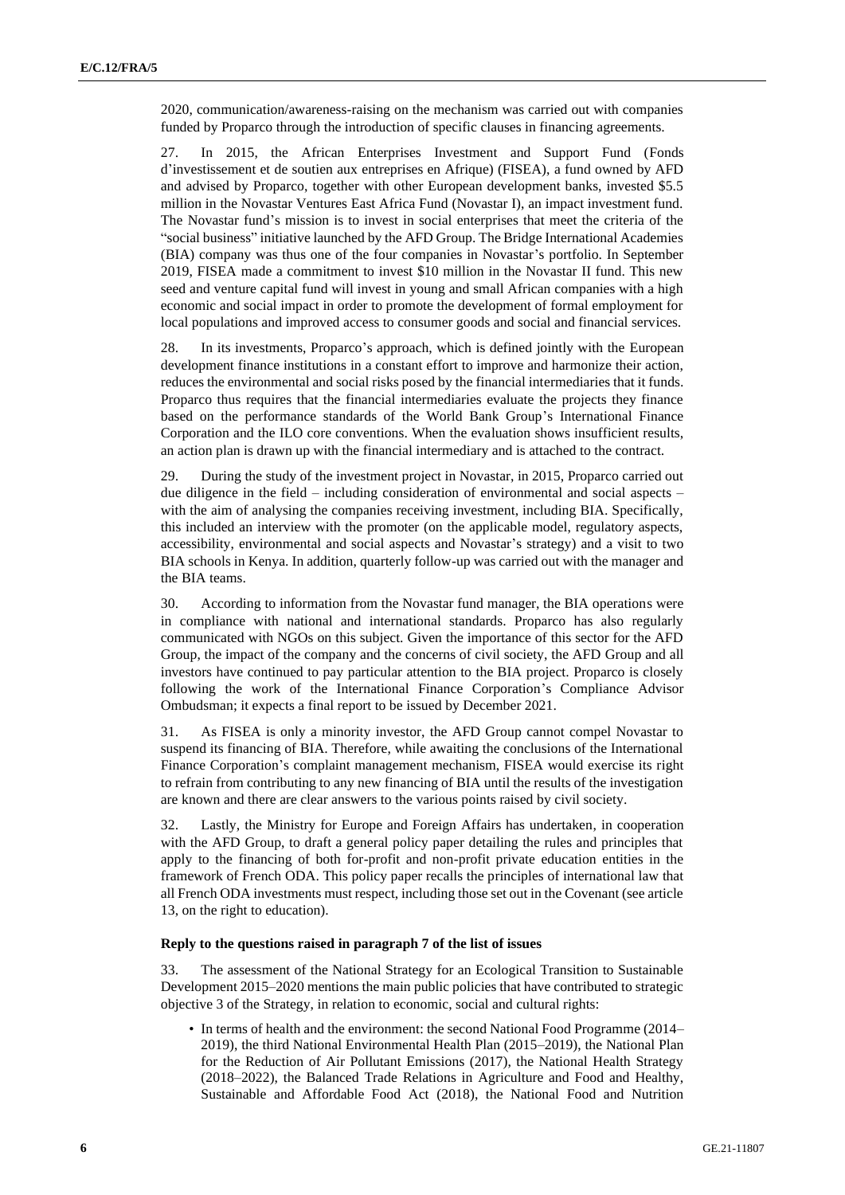2020, communication/awareness-raising on the mechanism was carried out with companies funded by Proparco through the introduction of specific clauses in financing agreements.

27. In 2015, the African Enterprises Investment and Support Fund (Fonds d'investissement et de soutien aux entreprises en Afrique) (FISEA), a fund owned by AFD and advised by Proparco, together with other European development banks, invested $5.5 million in the Novastar Ventures East Africa Fund (Novastar I), an impact investment fund. The Novastar fund's mission is to invest in social enterprises that meet the criteria of the "social business" initiative launched by the AFD Group. The Bridge International Academies (BIA) company was thus one of the four companies in Novastar's portfolio. In September 2019, FISEA made a commitment to invest $10 million in the Novastar II fund. This new seed and venture capital fund will invest in young and small African companies with a high economic and social impact in order to promote the development of formal employment for local populations and improved access to consumer goods and social and financial services.

28. In its investments, Proparco's approach, which is defined jointly with the European development finance institutions in a constant effort to improve and harmonize their action, reduces the environmental and social risks posed by the financial intermediaries that it funds. Proparco thus requires that the financial intermediaries evaluate the projects they finance based on the performance standards of the World Bank Group's International Finance Corporation and the ILO core conventions. When the evaluation shows insufficient results, an action plan is drawn up with the financial intermediary and is attached to the contract.

29. During the study of the investment project in Novastar, in 2015, Proparco carried out due diligence in the field – including consideration of environmental and social aspects – with the aim of analysing the companies receiving investment, including BIA. Specifically, this included an interview with the promoter (on the applicable model, regulatory aspects, accessibility, environmental and social aspects and Novastar's strategy) and a visit to two BIA schools in Kenya. In addition, quarterly follow-up was carried out with the manager and the BIA teams.

30. According to information from the Novastar fund manager, the BIA operations were in compliance with national and international standards. Proparco has also regularly communicated with NGOs on this subject. Given the importance of this sector for the AFD Group, the impact of the company and the concerns of civil society, the AFD Group and all investors have continued to pay particular attention to the BIA project. Proparco is closely following the work of the International Finance Corporation's Compliance Advisor Ombudsman; it expects a final report to be issued by December 2021.

31. As FISEA is only a minority investor, the AFD Group cannot compel Novastar to suspend its financing of BIA. Therefore, while awaiting the conclusions of the International Finance Corporation's complaint management mechanism, FISEA would exercise its right to refrain from contributing to any new financing of BIA until the results of the investigation are known and there are clear answers to the various points raised by civil society.

32. Lastly, the Ministry for Europe and Foreign Affairs has undertaken, in cooperation with the AFD Group, to draft a general policy paper detailing the rules and principles that apply to the financing of both for-profit and non-profit private education entities in the framework of French ODA. This policy paper recalls the principles of international law that all French ODA investments must respect, including those set out in the Covenant (see article 13, on the right to education).

**Reply to the questions raised in paragraph 7 of the list of issues**

33. The assessment of the National Strategy for an Ecological Transition to Sustainable Development 2015–2020 mentions the main public policies that have contributed to strategic objective 3 of the Strategy, in relation to economic, social and cultural rights:

- In terms of health and the environment: the second National Food Programme (2014–2019), the third National Environmental Health Plan (2015–2019), the National Plan for the Reduction of Air Pollutant Emissions (2017), the National Health Strategy (2018–2022), the Balanced Trade Relations in Agriculture and Food and Healthy, Sustainable and Affordable Food Act (2018), the National Food and Nutrition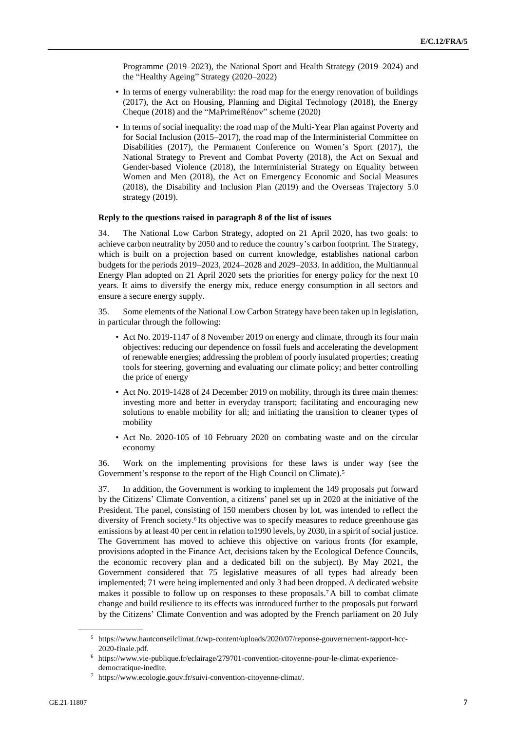Programme (2019–2023), the National Sport and Health Strategy (2019–2024) and the "Healthy Ageing" Strategy (2020–2022)

- In terms of energy vulnerability: the road map for the energy renovation of buildings (2017), the Act on Housing, Planning and Digital Technology (2018), the Energy Cheque (2018) and the "MaPrimeRénov" scheme (2020)
- In terms of social inequality: the road map of the Multi-Year Plan against Poverty and for Social Inclusion (2015–2017), the road map of the Interministerial Committee on Disabilities (2017), the Permanent Conference on Women's Sport (2017), the National Strategy to Prevent and Combat Poverty (2018), the Act on Sexual and Gender-based Violence (2018), the Interministerial Strategy on Equality between Women and Men (2018), the Act on Emergency Economic and Social Measures (2018), the Disability and Inclusion Plan (2019) and the Overseas Trajectory 5.0 strategy (2019).

**Reply to the questions raised in paragraph 8 of the list of issues**

34. The National Low Carbon Strategy, adopted on 21 April 2020, has two goals: to achieve carbon neutrality by 2050 and to reduce the country's carbon footprint. The Strategy, which is built on a projection based on current knowledge, establishes national carbon budgets for the periods 2019–2023, 2024–2028 and 2029–2033. In addition, the Multiannual Energy Plan adopted on 21 April 2020 sets the priorities for energy policy for the next 10 years. It aims to diversify the energy mix, reduce energy consumption in all sectors and ensure a secure energy supply.

35. Some elements of the National Low Carbon Strategy have been taken up in legislation, in particular through the following:

- Act No. 2019-1147 of 8 November 2019 on energy and climate, through its four main objectives: reducing our dependence on fossil fuels and accelerating the development of renewable energies; addressing the problem of poorly insulated properties; creating tools for steering, governing and evaluating our climate policy; and better controlling the price of energy
- Act No. 2019-1428 of 24 December 2019 on mobility, through its three main themes: investing more and better in everyday transport; facilitating and encouraging new solutions to enable mobility for all; and initiating the transition to cleaner types of mobility
- Act No. 2020-105 of 10 February 2020 on combating waste and on the circular economy

36. Work on the implementing provisions for these laws is under way (see the Government's response to the report of the High Council on Climate).[5]

37. In addition, the Government is working to implement the 149 proposals put forward by the Citizens' Climate Convention, a citizens' panel set up in 2020 at the initiative of the President. The panel, consisting of 150 members chosen by lot, was intended to reflect the diversity of French society.[6] Its objective was to specify measures to reduce greenhouse gas emissions by at least 40 per cent in relation to1990 levels, by 2030, in a spirit of social justice. The Government has moved to achieve this objective on various fronts (for example, provisions adopted in the Finance Act, decisions taken by the Ecological Defence Councils, the economic recovery plan and a dedicated bill on the subject). By May 2021, the Government considered that 75 legislative measures of all types had already been implemented; 71 were being implemented and only 3 had been dropped. A dedicated website makes it possible to follow up on responses to these proposals.[7] A bill to combat climate change and build resilience to its effects was introduced further to the proposals put forward by the Citizens' Climate Convention and was adopted by the French parliament on 20 July

[5] https://www.hautconseilclimat.fr/wp-content/uploads/2020/07/reponse-gouvernement-rapport-hcc-2020-finale.pdf.

[6] https://www.vie-publique.fr/eclairage/279701-convention-citoyenne-pour-le-climat-experience-democratique-inedite.

[7] https://www.ecologie.gouv.fr/suivi-convention-citoyenne-climat/.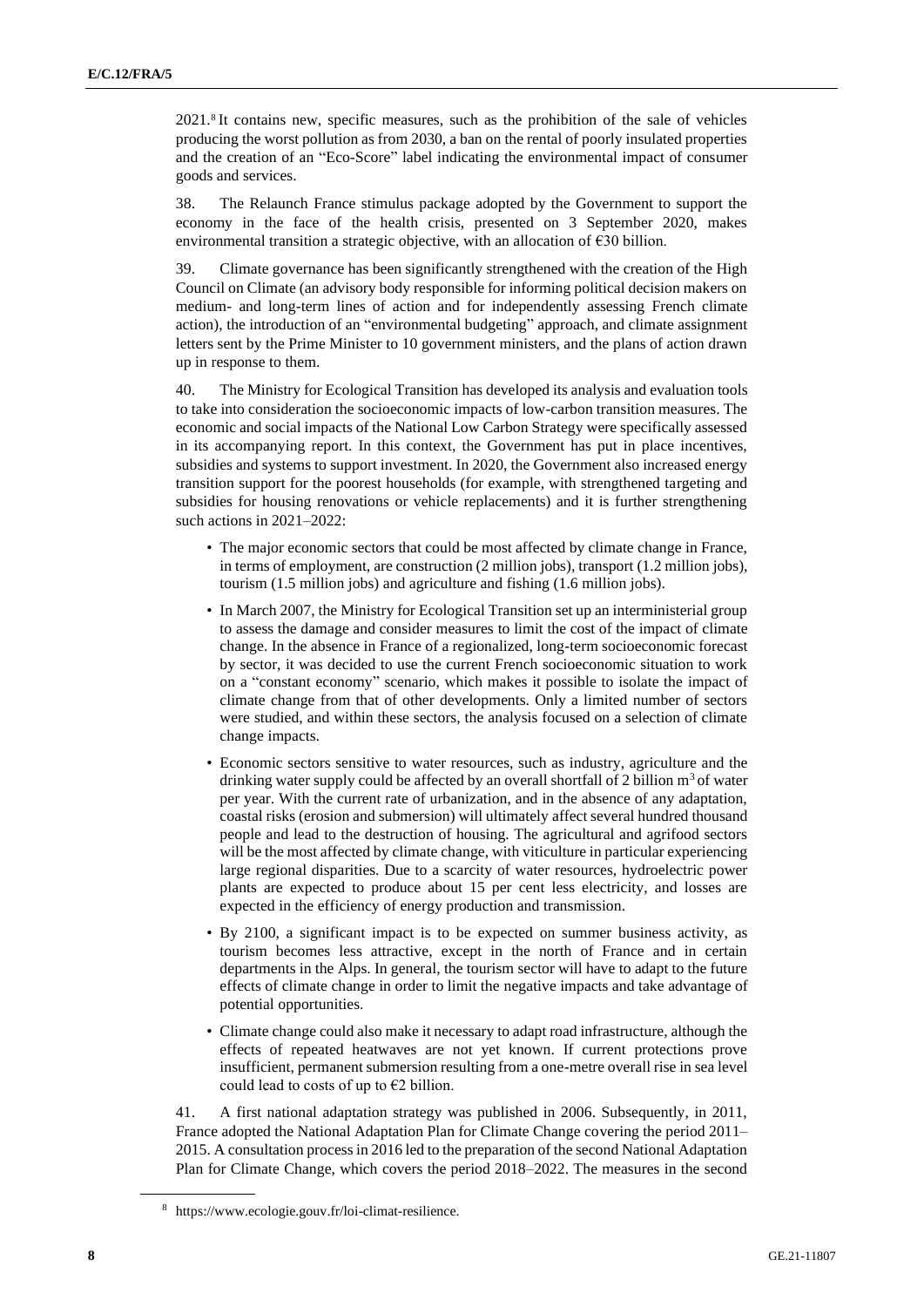2021.[8] It contains new, specific measures, such as the prohibition of the sale of vehicles producing the worst pollution as from 2030, a ban on the rental of poorly insulated properties and the creation of an "Eco-Score" label indicating the environmental impact of consumer goods and services.

38. The Relaunch France stimulus package adopted by the Government to support the economy in the face of the health crisis, presented on 3 September 2020, makes environmental transition a strategic objective, with an allocation of €30 billion.

39. Climate governance has been significantly strengthened with the creation of the High Council on Climate (an advisory body responsible for informing political decision makers on medium- and long-term lines of action and for independently assessing French climate action), the introduction of an "environmental budgeting" approach, and climate assignment letters sent by the Prime Minister to 10 government ministers, and the plans of action drawn up in response to them.

40. The Ministry for Ecological Transition has developed its analysis and evaluation tools to take into consideration the socioeconomic impacts of low-carbon transition measures. The economic and social impacts of the National Low Carbon Strategy were specifically assessed in its accompanying report. In this context, the Government has put in place incentives, subsidies and systems to support investment. In 2020, the Government also increased energy transition support for the poorest households (for example, with strengthened targeting and subsidies for housing renovations or vehicle replacements) and it is further strengthening such actions in 2021–2022:

- The major economic sectors that could be most affected by climate change in France, in terms of employment, are construction (2 million jobs), transport (1.2 million jobs), tourism (1.5 million jobs) and agriculture and fishing (1.6 million jobs).
- In March 2007, the Ministry for Ecological Transition set up an interministerial group to assess the damage and consider measures to limit the cost of the impact of climate change. In the absence in France of a regionalized, long-term socioeconomic forecast by sector, it was decided to use the current French socioeconomic situation to work on a "constant economy" scenario, which makes it possible to isolate the impact of climate change from that of other developments. Only a limited number of sectors were studied, and within these sectors, the analysis focused on a selection of climate change impacts.
- Economic sectors sensitive to water resources, such as industry, agriculture and the drinking water supply could be affected by an overall shortfall of 2 billion $m^3$ of water per year. With the current rate of urbanization, and in the absence of any adaptation, coastal risks (erosion and submersion) will ultimately affect several hundred thousand people and lead to the destruction of housing. The agricultural and agrifood sectors will be the most affected by climate change, with viticulture in particular experiencing large regional disparities. Due to a scarcity of water resources, hydroelectric power plants are expected to produce about 15 per cent less electricity, and losses are expected in the efficiency of energy production and transmission.
- By 2100, a significant impact is to be expected on summer business activity, as tourism becomes less attractive, except in the north of France and in certain departments in the Alps. In general, the tourism sector will have to adapt to the future effects of climate change in order to limit the negative impacts and take advantage of potential opportunities.
- Climate change could also make it necessary to adapt road infrastructure, although the effects of repeated heatwaves are not yet known. If current protections prove insufficient, permanent submersion resulting from a one-metre overall rise in sea level could lead to costs of up to €2 billion.

41. A first national adaptation strategy was published in 2006. Subsequently, in 2011, France adopted the National Adaptation Plan for Climate Change covering the period 2011–2015. A consultation process in 2016 led to the preparation of the second National Adaptation Plan for Climate Change, which covers the period 2018–2022. The measures in the second

[8] https://www.ecologie.gouv.fr/loi-climat-resilience.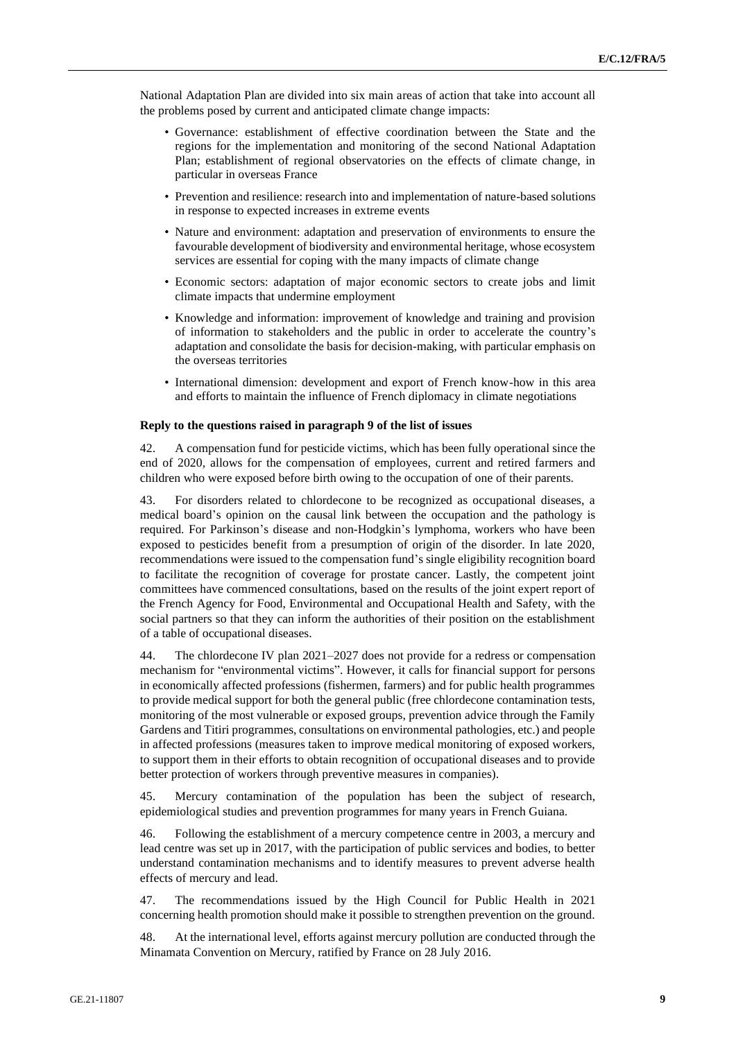National Adaptation Plan are divided into six main areas of action that take into account all the problems posed by current and anticipated climate change impacts:

- Governance: establishment of effective coordination between the State and the regions for the implementation and monitoring of the second National Adaptation Plan; establishment of regional observatories on the effects of climate change, in particular in overseas France
- Prevention and resilience: research into and implementation of nature-based solutions in response to expected increases in extreme events
- Nature and environment: adaptation and preservation of environments to ensure the favourable development of biodiversity and environmental heritage, whose ecosystem services are essential for coping with the many impacts of climate change
- Economic sectors: adaptation of major economic sectors to create jobs and limit climate impacts that undermine employment
- Knowledge and information: improvement of knowledge and training and provision of information to stakeholders and the public in order to accelerate the country's adaptation and consolidate the basis for decision-making, with particular emphasis on the overseas territories
- International dimension: development and export of French know-how in this area and efforts to maintain the influence of French diplomacy in climate negotiations

**Reply to the questions raised in paragraph 9 of the list of issues**

42. A compensation fund for pesticide victims, which has been fully operational since the end of 2020, allows for the compensation of employees, current and retired farmers and children who were exposed before birth owing to the occupation of one of their parents.

43. For disorders related to chlordecone to be recognized as occupational diseases, a medical board's opinion on the causal link between the occupation and the pathology is required. For Parkinson's disease and non-Hodgkin's lymphoma, workers who have been exposed to pesticides benefit from a presumption of origin of the disorder. In late 2020, recommendations were issued to the compensation fund's single eligibility recognition board to facilitate the recognition of coverage for prostate cancer. Lastly, the competent joint committees have commenced consultations, based on the results of the joint expert report of the French Agency for Food, Environmental and Occupational Health and Safety, with the social partners so that they can inform the authorities of their position on the establishment of a table of occupational diseases.

44. The chlordecone IV plan 2021–2027 does not provide for a redress or compensation mechanism for "environmental victims". However, it calls for financial support for persons in economically affected professions (fishermen, farmers) and for public health programmes to provide medical support for both the general public (free chlordecone contamination tests, monitoring of the most vulnerable or exposed groups, prevention advice through the Family Gardens and Titiri programmes, consultations on environmental pathologies, etc.) and people in affected professions (measures taken to improve medical monitoring of exposed workers, to support them in their efforts to obtain recognition of occupational diseases and to provide better protection of workers through preventive measures in companies).

45. Mercury contamination of the population has been the subject of research, epidemiological studies and prevention programmes for many years in French Guiana.

46. Following the establishment of a mercury competence centre in 2003, a mercury and lead centre was set up in 2017, with the participation of public services and bodies, to better understand contamination mechanisms and to identify measures to prevent adverse health effects of mercury and lead.

47. The recommendations issued by the High Council for Public Health in 2021 concerning health promotion should make it possible to strengthen prevention on the ground.

48. At the international level, efforts against mercury pollution are conducted through the Minamata Convention on Mercury, ratified by France on 28 July 2016.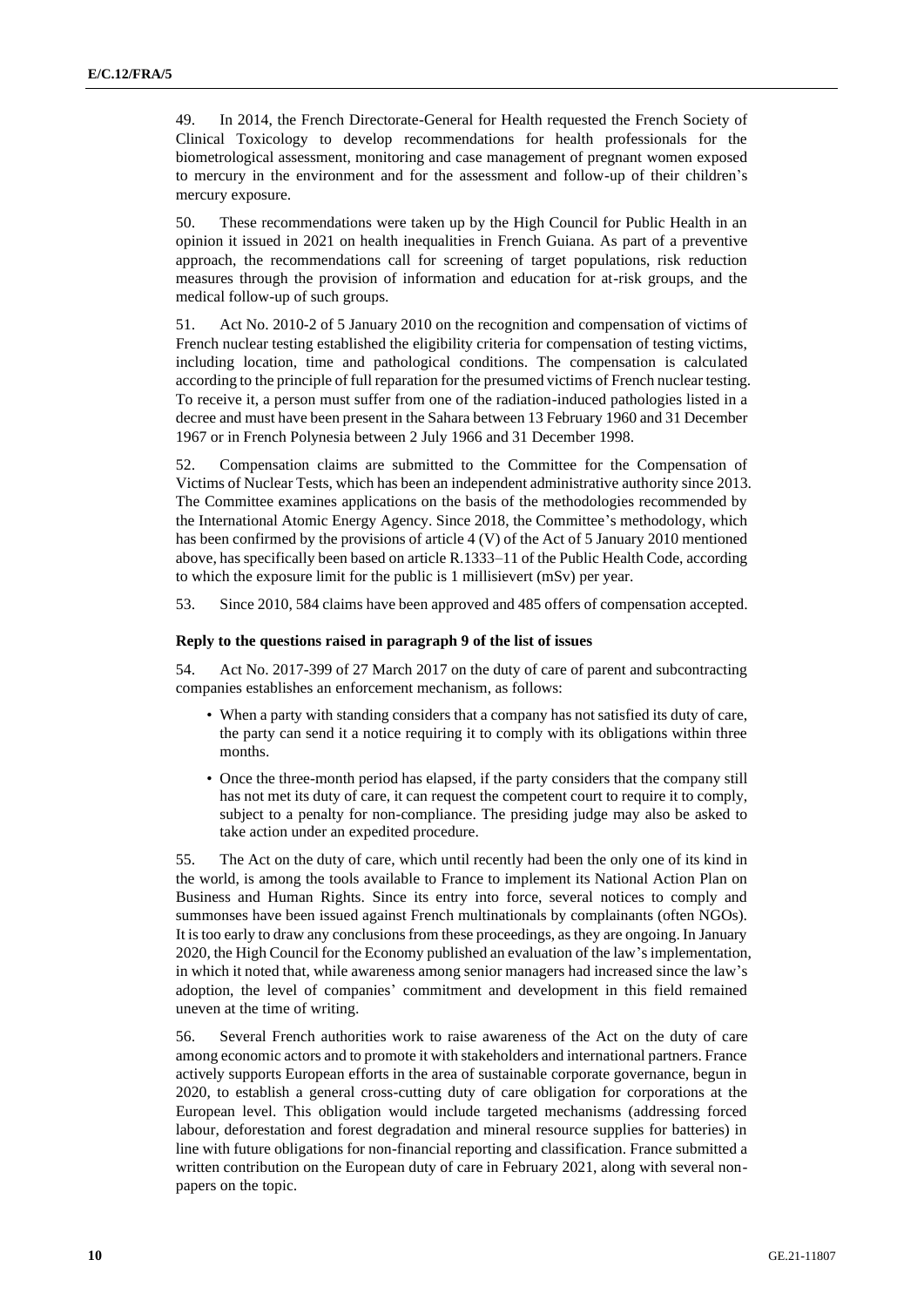49. In 2014, the French Directorate-General for Health requested the French Society of Clinical Toxicology to develop recommendations for health professionals for the biometrological assessment, monitoring and case management of pregnant women exposed to mercury in the environment and for the assessment and follow-up of their children's mercury exposure.

50. These recommendations were taken up by the High Council for Public Health in an opinion it issued in 2021 on health inequalities in French Guiana. As part of a preventive approach, the recommendations call for screening of target populations, risk reduction measures through the provision of information and education for at-risk groups, and the medical follow-up of such groups.

51. Act No. 2010-2 of 5 January 2010 on the recognition and compensation of victims of French nuclear testing established the eligibility criteria for compensation of testing victims, including location, time and pathological conditions. The compensation is calculated according to the principle of full reparation for the presumed victims of French nuclear testing. To receive it, a person must suffer from one of the radiation-induced pathologies listed in a decree and must have been present in the Sahara between 13 February 1960 and 31 December 1967 or in French Polynesia between 2 July 1966 and 31 December 1998.

52. Compensation claims are submitted to the Committee for the Compensation of Victims of Nuclear Tests, which has been an independent administrative authority since 2013. The Committee examines applications on the basis of the methodologies recommended by the International Atomic Energy Agency. Since 2018, the Committee's methodology, which has been confirmed by the provisions of article 4 (V) of the Act of 5 January 2010 mentioned above, has specifically been based on article R.1333–11 of the Public Health Code, according to which the exposure limit for the public is 1 millisievert (mSv) per year.

53. Since 2010, 584 claims have been approved and 485 offers of compensation accepted.

### Reply to the questions raised in paragraph 9 of the list of issues

54. Act No. 2017-399 of 27 March 2017 on the duty of care of parent and subcontracting companies establishes an enforcement mechanism, as follows:

- When a party with standing considers that a company has not satisfied its duty of care, the party can send it a notice requiring it to comply with its obligations within three months.
- Once the three-month period has elapsed, if the party considers that the company still has not met its duty of care, it can request the competent court to require it to comply, subject to a penalty for non-compliance. The presiding judge may also be asked to take action under an expedited procedure.

55. The Act on the duty of care, which until recently had been the only one of its kind in the world, is among the tools available to France to implement its National Action Plan on Business and Human Rights. Since its entry into force, several notices to comply and summonses have been issued against French multinationals by complainants (often NGOs). It is too early to draw any conclusions from these proceedings, as they are ongoing. In January 2020, the High Council for the Economy published an evaluation of the law's implementation, in which it noted that, while awareness among senior managers had increased since the law's adoption, the level of companies' commitment and development in this field remained uneven at the time of writing.

56. Several French authorities work to raise awareness of the Act on the duty of care among economic actors and to promote it with stakeholders and international partners. France actively supports European efforts in the area of sustainable corporate governance, begun in 2020, to establish a general cross-cutting duty of care obligation for corporations at the European level. This obligation would include targeted mechanisms (addressing forced labour, deforestation and forest degradation and mineral resource supplies for batteries) in line with future obligations for non-financial reporting and classification. France submitted a written contribution on the European duty of care in February 2021, along with several non-papers on the topic.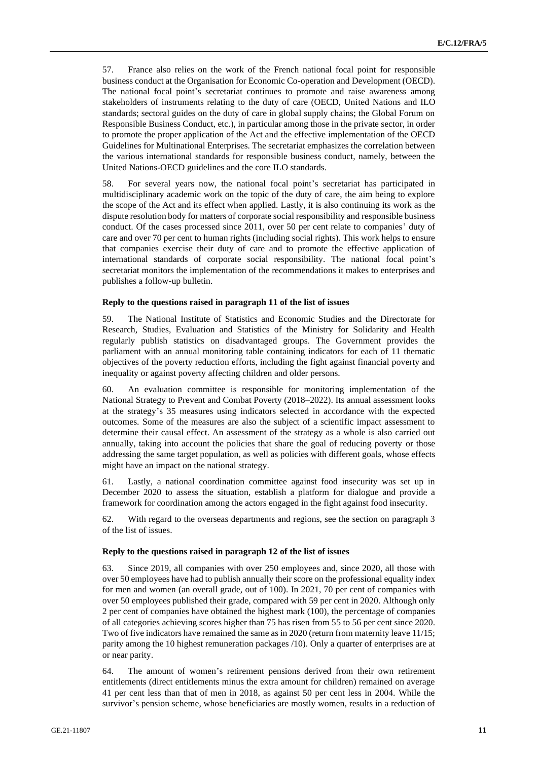57. France also relies on the work of the French national focal point for responsible business conduct at the Organisation for Economic Co-operation and Development (OECD). The national focal point's secretariat continues to promote and raise awareness among stakeholders of instruments relating to the duty of care (OECD, United Nations and ILO standards; sectoral guides on the duty of care in global supply chains; the Global Forum on Responsible Business Conduct, etc.), in particular among those in the private sector, in order to promote the proper application of the Act and the effective implementation of the OECD Guidelines for Multinational Enterprises. The secretariat emphasizes the correlation between the various international standards for responsible business conduct, namely, between the United Nations-OECD guidelines and the core ILO standards.

58. For several years now, the national focal point's secretariat has participated in multidisciplinary academic work on the topic of the duty of care, the aim being to explore the scope of the Act and its effect when applied. Lastly, it is also continuing its work as the dispute resolution body for matters of corporate social responsibility and responsible business conduct. Of the cases processed since 2011, over 50 per cent relate to companies' duty of care and over 70 per cent to human rights (including social rights). This work helps to ensure that companies exercise their duty of care and to promote the effective application of international standards of corporate social responsibility. The national focal point's secretariat monitors the implementation of the recommendations it makes to enterprises and publishes a follow-up bulletin.

#### Reply to the questions raised in paragraph 11 of the list of issues

59. The National Institute of Statistics and Economic Studies and the Directorate for Research, Studies, Evaluation and Statistics of the Ministry for Solidarity and Health regularly publish statistics on disadvantaged groups. The Government provides the parliament with an annual monitoring table containing indicators for each of 11 thematic objectives of the poverty reduction efforts, including the fight against financial poverty and inequality or against poverty affecting children and older persons.

60. An evaluation committee is responsible for monitoring implementation of the National Strategy to Prevent and Combat Poverty (2018–2022). Its annual assessment looks at the strategy's 35 measures using indicators selected in accordance with the expected outcomes. Some of the measures are also the subject of a scientific impact assessment to determine their causal effect. An assessment of the strategy as a whole is also carried out annually, taking into account the policies that share the goal of reducing poverty or those addressing the same target population, as well as policies with different goals, whose effects might have an impact on the national strategy.

61. Lastly, a national coordination committee against food insecurity was set up in December 2020 to assess the situation, establish a platform for dialogue and provide a framework for coordination among the actors engaged in the fight against food insecurity.

62. With regard to the overseas departments and regions, see the section on paragraph 3 of the list of issues.

#### Reply to the questions raised in paragraph 12 of the list of issues

63. Since 2019, all companies with over 250 employees and, since 2020, all those with over 50 employees have had to publish annually their score on the professional equality index for men and women (an overall grade, out of 100). In 2021, 70 per cent of companies with over 50 employees published their grade, compared with 59 per cent in 2020. Although only 2 per cent of companies have obtained the highest mark (100), the percentage of companies of all categories achieving scores higher than 75 has risen from 55 to 56 per cent since 2020. Two of five indicators have remained the same as in 2020 (return from maternity leave 11/15; parity among the 10 highest remuneration packages /10). Only a quarter of enterprises are at or near parity.

64. The amount of women's retirement pensions derived from their own retirement entitlements (direct entitlements minus the extra amount for children) remained on average 41 per cent less than that of men in 2018, as against 50 per cent less in 2004. While the survivor's pension scheme, whose beneficiaries are mostly women, results in a reduction of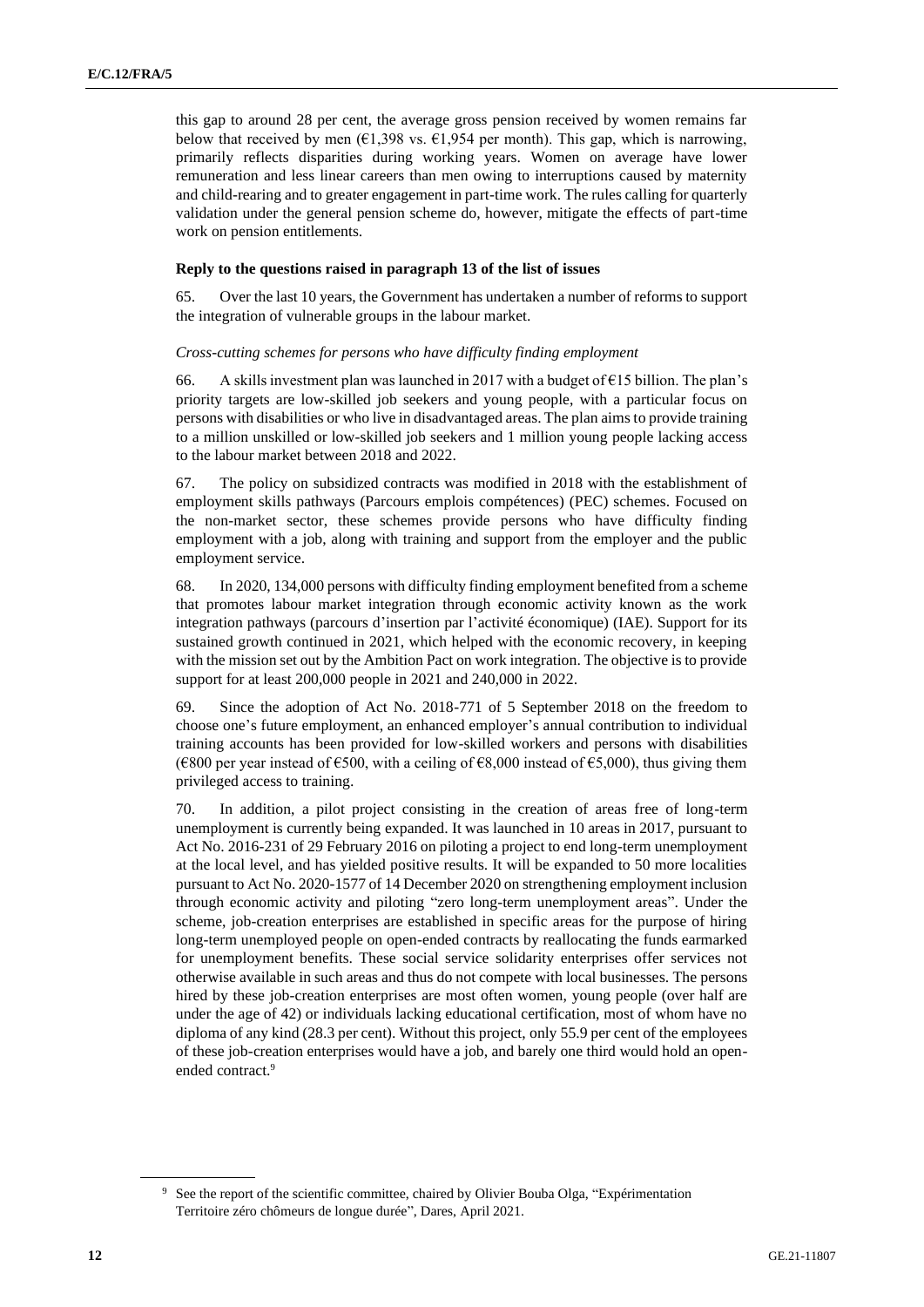this gap to around 28 per cent, the average gross pension received by women remains far below that received by men (€1,398 vs. €1,954 per month). This gap, which is narrowing, primarily reflects disparities during working years. Women on average have lower remuneration and less linear careers than men owing to interruptions caused by maternity and child-rearing and to greater engagement in part-time work. The rules calling for quarterly validation under the general pension scheme do, however, mitigate the effects of part-time work on pension entitlements.

**Reply to the questions raised in paragraph 13 of the list of issues**

65. Over the last 10 years, the Government has undertaken a number of reforms to support the integration of vulnerable groups in the labour market.

*Cross-cutting schemes for persons who have difficulty finding employment*

66. A skills investment plan was launched in 2017 with a budget of €15 billion. The plan's priority targets are low-skilled job seekers and young people, with a particular focus on persons with disabilities or who live in disadvantaged areas. The plan aims to provide training to a million unskilled or low-skilled job seekers and 1 million young people lacking access to the labour market between 2018 and 2022.

67. The policy on subsidized contracts was modified in 2018 with the establishment of employment skills pathways (Parcours emplois compétences) (PEC) schemes. Focused on the non-market sector, these schemes provide persons who have difficulty finding employment with a job, along with training and support from the employer and the public employment service.

68. In 2020, 134,000 persons with difficulty finding employment benefited from a scheme that promotes labour market integration through economic activity known as the work integration pathways (parcours d'insertion par l'activité économique) (IAE). Support for its sustained growth continued in 2021, which helped with the economic recovery, in keeping with the mission set out by the Ambition Pact on work integration. The objective is to provide support for at least 200,000 people in 2021 and 240,000 in 2022.

69. Since the adoption of Act No. 2018-771 of 5 September 2018 on the freedom to choose one's future employment, an enhanced employer's annual contribution to individual training accounts has been provided for low-skilled workers and persons with disabilities (€800 per year instead of €500, with a ceiling of €8,000 instead of €5,000), thus giving them privileged access to training.

70. In addition, a pilot project consisting in the creation of areas free of long-term unemployment is currently being expanded. It was launched in 10 areas in 2017, pursuant to Act No. 2016-231 of 29 February 2016 on piloting a project to end long-term unemployment at the local level, and has yielded positive results. It will be expanded to 50 more localities pursuant to Act No. 2020-1577 of 14 December 2020 on strengthening employment inclusion through economic activity and piloting "zero long-term unemployment areas". Under the scheme, job-creation enterprises are established in specific areas for the purpose of hiring long-term unemployed people on open-ended contracts by reallocating the funds earmarked for unemployment benefits. These social service solidarity enterprises offer services not otherwise available in such areas and thus do not compete with local businesses. The persons hired by these job-creation enterprises are most often women, young people (over half are under the age of 42) or individuals lacking educational certification, most of whom have no diploma of any kind (28.3 per cent). Without this project, only 55.9 per cent of the employees of these job-creation enterprises would have a job, and barely one third would hold an open-ended contract.[9]

[9] See the report of the scientific committee, chaired by Olivier Bouba Olga, "Expérimentation Territoire zéro chômeurs de longue durée", Dares, April 2021.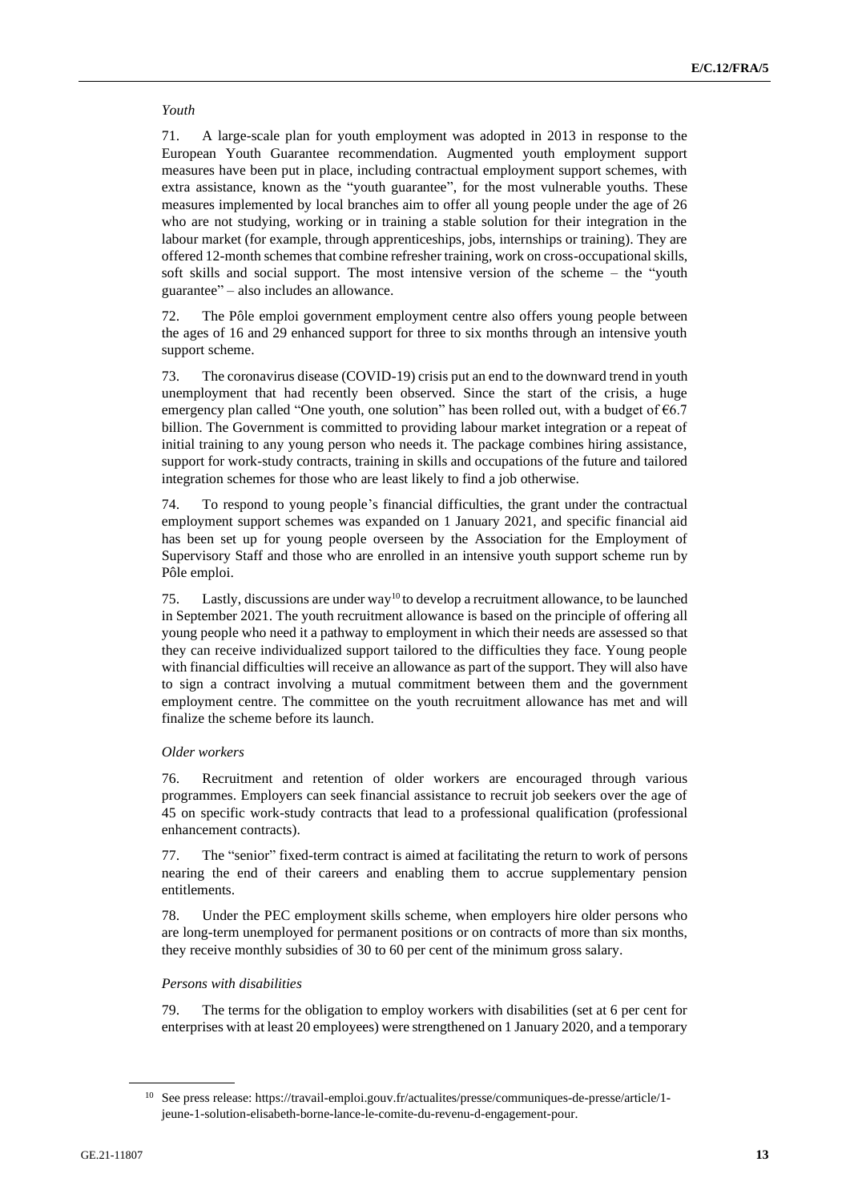*Youth*

71. A large-scale plan for youth employment was adopted in 2013 in response to the European Youth Guarantee recommendation. Augmented youth employment support measures have been put in place, including contractual employment support schemes, with extra assistance, known as the "youth guarantee", for the most vulnerable youths. These measures implemented by local branches aim to offer all young people under the age of 26 who are not studying, working or in training a stable solution for their integration in the labour market (for example, through apprenticeships, jobs, internships or training). They are offered 12-month schemes that combine refresher training, work on cross-occupational skills, soft skills and social support. The most intensive version of the scheme – the "youth guarantee" – also includes an allowance.

72. The Pôle emploi government employment centre also offers young people between the ages of 16 and 29 enhanced support for three to six months through an intensive youth support scheme.

73. The coronavirus disease (COVID-19) crisis put an end to the downward trend in youth unemployment that had recently been observed. Since the start of the crisis, a huge emergency plan called "One youth, one solution" has been rolled out, with a budget of €6.7 billion. The Government is committed to providing labour market integration or a repeat of initial training to any young person who needs it. The package combines hiring assistance, support for work-study contracts, training in skills and occupations of the future and tailored integration schemes for those who are least likely to find a job otherwise.

74. To respond to young people's financial difficulties, the grant under the contractual employment support schemes was expanded on 1 January 2021, and specific financial aid has been set up for young people overseen by the Association for the Employment of Supervisory Staff and those who are enrolled in an intensive youth support scheme run by Pôle emploi.

75. Lastly, discussions are under way[10] to develop a recruitment allowance, to be launched in September 2021. The youth recruitment allowance is based on the principle of offering all young people who need it a pathway to employment in which their needs are assessed so that they can receive individualized support tailored to the difficulties they face. Young people with financial difficulties will receive an allowance as part of the support. They will also have to sign a contract involving a mutual commitment between them and the government employment centre. The committee on the youth recruitment allowance has met and will finalize the scheme before its launch.

*Older workers*

76. Recruitment and retention of older workers are encouraged through various programmes. Employers can seek financial assistance to recruit job seekers over the age of 45 on specific work-study contracts that lead to a professional qualification (professional enhancement contracts).

77. The "senior" fixed-term contract is aimed at facilitating the return to work of persons nearing the end of their careers and enabling them to accrue supplementary pension entitlements.

78. Under the PEC employment skills scheme, when employers hire older persons who are long-term unemployed for permanent positions or on contracts of more than six months, they receive monthly subsidies of 30 to 60 per cent of the minimum gross salary.

*Persons with disabilities*

79. The terms for the obligation to employ workers with disabilities (set at 6 per cent for enterprises with at least 20 employees) were strengthened on 1 January 2020, and a temporary

[10] See press release: https://travail-emploi.gouv.fr/actualites/presse/communiques-de-presse/article/1-jeune-1-solution-elisabeth-borne-lance-le-comite-du-revenu-d-engagement-pour.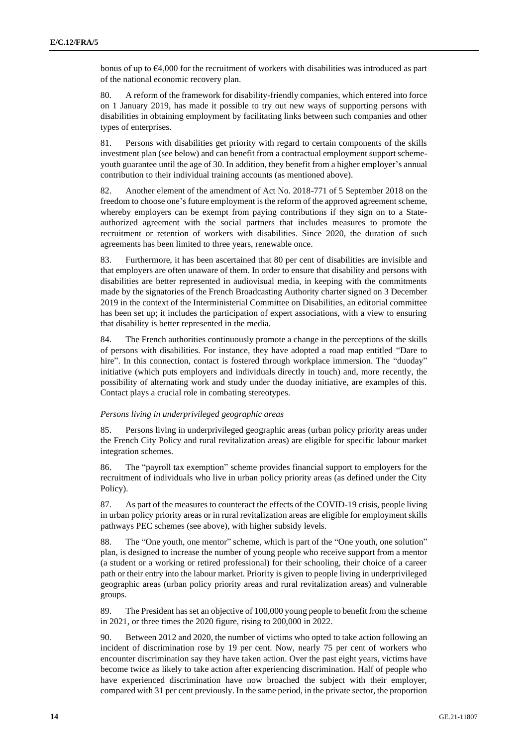bonus of up to €4,000 for the recruitment of workers with disabilities was introduced as part of the national economic recovery plan.

80. A reform of the framework for disability-friendly companies, which entered into force on 1 January 2019, has made it possible to try out new ways of supporting persons with disabilities in obtaining employment by facilitating links between such companies and other types of enterprises.

81. Persons with disabilities get priority with regard to certain components of the skills investment plan (see below) and can benefit from a contractual employment support scheme-youth guarantee until the age of 30. In addition, they benefit from a higher employer's annual contribution to their individual training accounts (as mentioned above).

82. Another element of the amendment of Act No. 2018-771 of 5 September 2018 on the freedom to choose one's future employment is the reform of the approved agreement scheme, whereby employers can be exempt from paying contributions if they sign on to a State-authorized agreement with the social partners that includes measures to promote the recruitment or retention of workers with disabilities. Since 2020, the duration of such agreements has been limited to three years, renewable once.

83. Furthermore, it has been ascertained that 80 per cent of disabilities are invisible and that employers are often unaware of them. In order to ensure that disability and persons with disabilities are better represented in audiovisual media, in keeping with the commitments made by the signatories of the French Broadcasting Authority charter signed on 3 December 2019 in the context of the Interministerial Committee on Disabilities, an editorial committee has been set up; it includes the participation of expert associations, with a view to ensuring that disability is better represented in the media.

84. The French authorities continuously promote a change in the perceptions of the skills of persons with disabilities. For instance, they have adopted a road map entitled "Dare to hire". In this connection, contact is fostered through workplace immersion. The "duoday" initiative (which puts employers and individuals directly in touch) and, more recently, the possibility of alternating work and study under the duoday initiative, are examples of this. Contact plays a crucial role in combating stereotypes.

*Persons living in underprivileged geographic areas*

85. Persons living in underprivileged geographic areas (urban policy priority areas under the French City Policy and rural revitalization areas) are eligible for specific labour market integration schemes.

86. The "payroll tax exemption" scheme provides financial support to employers for the recruitment of individuals who live in urban policy priority areas (as defined under the City Policy).

87. As part of the measures to counteract the effects of the COVID-19 crisis, people living in urban policy priority areas or in rural revitalization areas are eligible for employment skills pathways PEC schemes (see above), with higher subsidy levels.

88. The "One youth, one mentor" scheme, which is part of the "One youth, one solution" plan, is designed to increase the number of young people who receive support from a mentor (a student or a working or retired professional) for their schooling, their choice of a career path or their entry into the labour market. Priority is given to people living in underprivileged geographic areas (urban policy priority areas and rural revitalization areas) and vulnerable groups.

89. The President has set an objective of 100,000 young people to benefit from the scheme in 2021, or three times the 2020 figure, rising to 200,000 in 2022.

90. Between 2012 and 2020, the number of victims who opted to take action following an incident of discrimination rose by 19 per cent. Now, nearly 75 per cent of workers who encounter discrimination say they have taken action. Over the past eight years, victims have become twice as likely to take action after experiencing discrimination. Half of people who have experienced discrimination have now broached the subject with their employer, compared with 31 per cent previously. In the same period, in the private sector, the proportion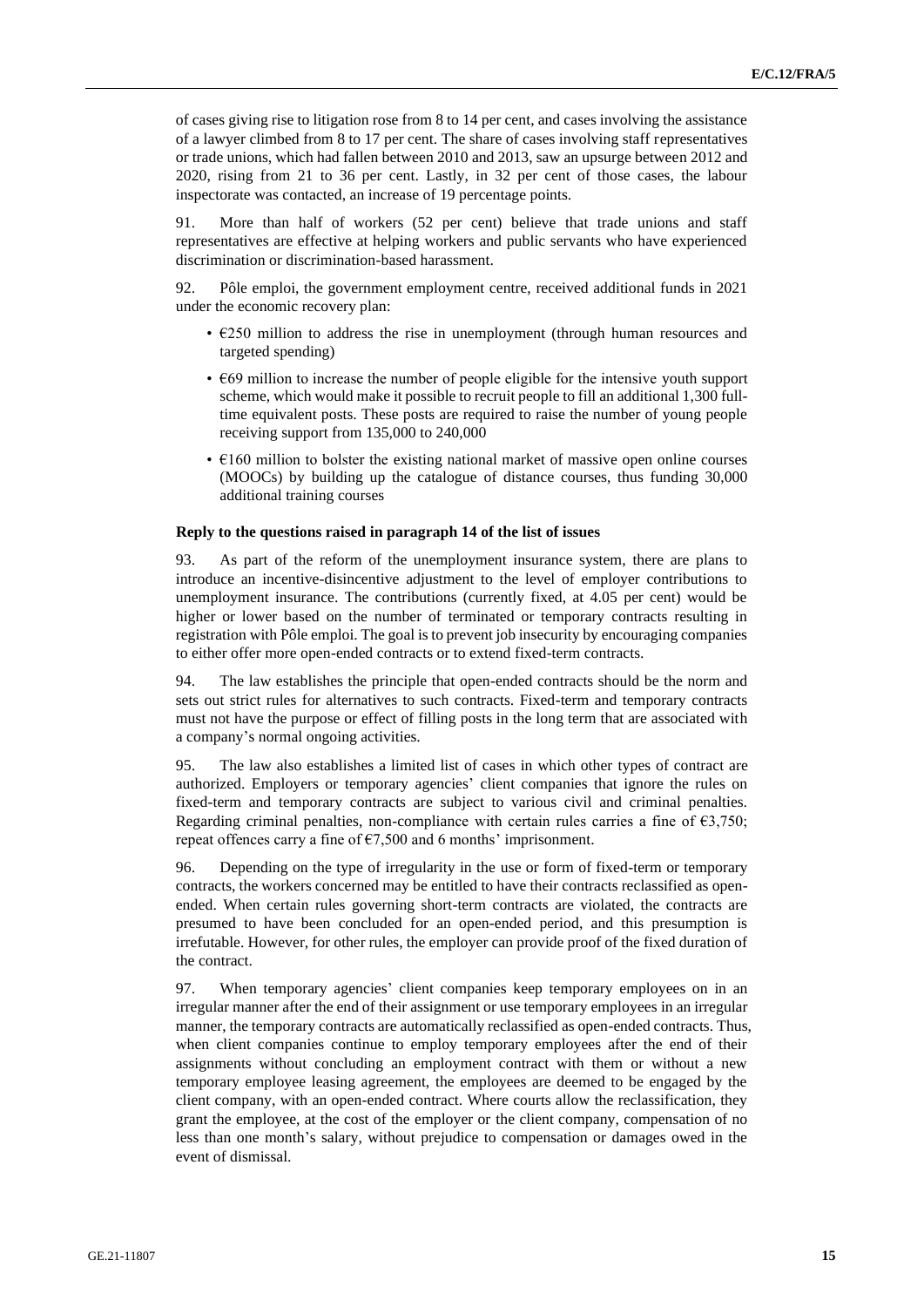of cases giving rise to litigation rose from 8 to 14 per cent, and cases involving the assistance of a lawyer climbed from 8 to 17 per cent. The share of cases involving staff representatives or trade unions, which had fallen between 2010 and 2013, saw an upsurge between 2012 and 2020, rising from 21 to 36 per cent. Lastly, in 32 per cent of those cases, the labour inspectorate was contacted, an increase of 19 percentage points.

91. More than half of workers (52 per cent) believe that trade unions and staff representatives are effective at helping workers and public servants who have experienced discrimination or discrimination-based harassment.

92. Pôle emploi, the government employment centre, received additional funds in 2021 under the economic recovery plan:

- €250 million to address the rise in unemployment (through human resources and targeted spending)
- €69 million to increase the number of people eligible for the intensive youth support scheme, which would make it possible to recruit people to fill an additional 1,300 full-time equivalent posts. These posts are required to raise the number of young people receiving support from 135,000 to 240,000
- €160 million to bolster the existing national market of massive open online courses (MOOCs) by building up the catalogue of distance courses, thus funding 30,000 additional training courses

### Reply to the questions raised in paragraph 14 of the list of issues

93. As part of the reform of the unemployment insurance system, there are plans to introduce an incentive-disincentive adjustment to the level of employer contributions to unemployment insurance. The contributions (currently fixed, at 4.05 per cent) would be higher or lower based on the number of terminated or temporary contracts resulting in registration with Pôle emploi. The goal is to prevent job insecurity by encouraging companies to either offer more open-ended contracts or to extend fixed-term contracts.

94. The law establishes the principle that open-ended contracts should be the norm and sets out strict rules for alternatives to such contracts. Fixed-term and temporary contracts must not have the purpose or effect of filling posts in the long term that are associated with a company's normal ongoing activities.

95. The law also establishes a limited list of cases in which other types of contract are authorized. Employers or temporary agencies' client companies that ignore the rules on fixed-term and temporary contracts are subject to various civil and criminal penalties. Regarding criminal penalties, non-compliance with certain rules carries a fine of €3,750; repeat offences carry a fine of €7,500 and 6 months' imprisonment.

96. Depending on the type of irregularity in the use or form of fixed-term or temporary contracts, the workers concerned may be entitled to have their contracts reclassified as open-ended. When certain rules governing short-term contracts are violated, the contracts are presumed to have been concluded for an open-ended period, and this presumption is irrefutable. However, for other rules, the employer can provide proof of the fixed duration of the contract.

97. When temporary agencies' client companies keep temporary employees on in an irregular manner after the end of their assignment or use temporary employees in an irregular manner, the temporary contracts are automatically reclassified as open-ended contracts. Thus, when client companies continue to employ temporary employees after the end of their assignments without concluding an employment contract with them or without a new temporary employee leasing agreement, the employees are deemed to be engaged by the client company, with an open-ended contract. Where courts allow the reclassification, they grant the employee, at the cost of the employer or the client company, compensation of no less than one month's salary, without prejudice to compensation or damages owed in the event of dismissal.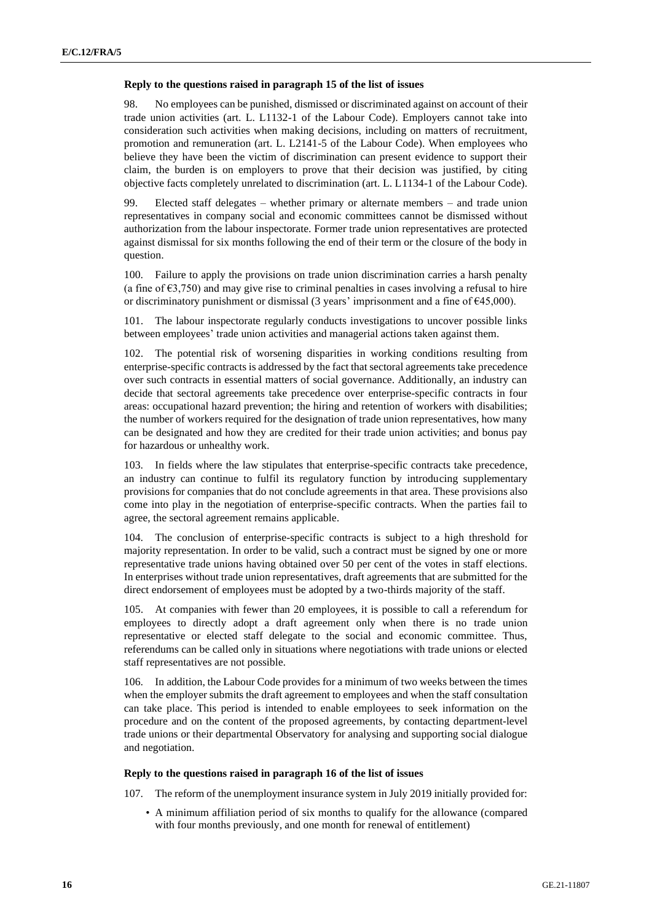**Reply to the questions raised in paragraph 15 of the list of issues**

98. No employees can be punished, dismissed or discriminated against on account of their trade union activities (art. L. L1132-1 of the Labour Code). Employers cannot take into consideration such activities when making decisions, including on matters of recruitment, promotion and remuneration (art. L. L2141-5 of the Labour Code). When employees who believe they have been the victim of discrimination can present evidence to support their claim, the burden is on employers to prove that their decision was justified, by citing objective facts completely unrelated to discrimination (art. L. L1134-1 of the Labour Code).

99. Elected staff delegates – whether primary or alternate members – and trade union representatives in company social and economic committees cannot be dismissed without authorization from the labour inspectorate. Former trade union representatives are protected against dismissal for six months following the end of their term or the closure of the body in question.

100. Failure to apply the provisions on trade union discrimination carries a harsh penalty (a fine of €3,750) and may give rise to criminal penalties in cases involving a refusal to hire or discriminatory punishment or dismissal (3 years' imprisonment and a fine of €45,000).

101. The labour inspectorate regularly conducts investigations to uncover possible links between employees' trade union activities and managerial actions taken against them.

102. The potential risk of worsening disparities in working conditions resulting from enterprise-specific contracts is addressed by the fact that sectoral agreements take precedence over such contracts in essential matters of social governance. Additionally, an industry can decide that sectoral agreements take precedence over enterprise-specific contracts in four areas: occupational hazard prevention; the hiring and retention of workers with disabilities; the number of workers required for the designation of trade union representatives, how many can be designated and how they are credited for their trade union activities; and bonus pay for hazardous or unhealthy work.

103. In fields where the law stipulates that enterprise-specific contracts take precedence, an industry can continue to fulfil its regulatory function by introducing supplementary provisions for companies that do not conclude agreements in that area. These provisions also come into play in the negotiation of enterprise-specific contracts. When the parties fail to agree, the sectoral agreement remains applicable.

104. The conclusion of enterprise-specific contracts is subject to a high threshold for majority representation. In order to be valid, such a contract must be signed by one or more representative trade unions having obtained over 50 per cent of the votes in staff elections. In enterprises without trade union representatives, draft agreements that are submitted for the direct endorsement of employees must be adopted by a two-thirds majority of the staff.

105. At companies with fewer than 20 employees, it is possible to call a referendum for employees to directly adopt a draft agreement only when there is no trade union representative or elected staff delegate to the social and economic committee. Thus, referendums can be called only in situations where negotiations with trade unions or elected staff representatives are not possible.

106. In addition, the Labour Code provides for a minimum of two weeks between the times when the employer submits the draft agreement to employees and when the staff consultation can take place. This period is intended to enable employees to seek information on the procedure and on the content of the proposed agreements, by contacting department-level trade unions or their departmental Observatory for analysing and supporting social dialogue and negotiation.

**Reply to the questions raised in paragraph 16 of the list of issues**

107. The reform of the unemployment insurance system in July 2019 initially provided for:

- A minimum affiliation period of six months to qualify for the allowance (compared with four months previously, and one month for renewal of entitlement)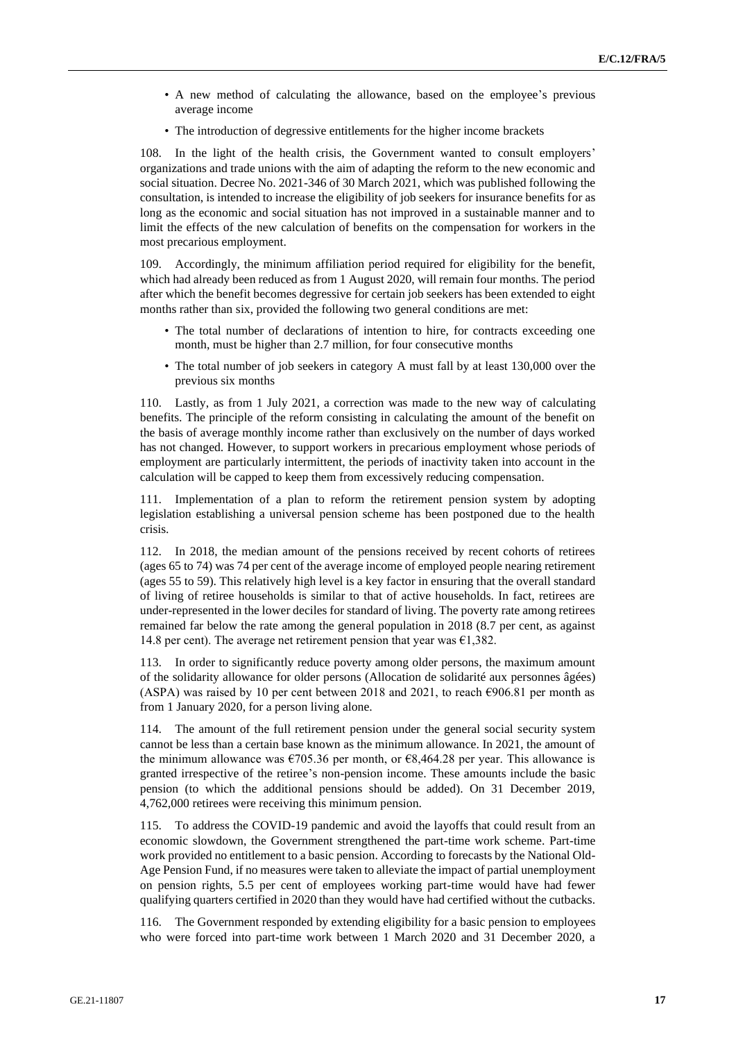- A new method of calculating the allowance, based on the employee's previous average income
- The introduction of degressive entitlements for the higher income brackets

108. In the light of the health crisis, the Government wanted to consult employers' organizations and trade unions with the aim of adapting the reform to the new economic and social situation. Decree No. 2021-346 of 30 March 2021, which was published following the consultation, is intended to increase the eligibility of job seekers for insurance benefits for as long as the economic and social situation has not improved in a sustainable manner and to limit the effects of the new calculation of benefits on the compensation for workers in the most precarious employment.

109. Accordingly, the minimum affiliation period required for eligibility for the benefit, which had already been reduced as from 1 August 2020, will remain four months. The period after which the benefit becomes degressive for certain job seekers has been extended to eight months rather than six, provided the following two general conditions are met:

- The total number of declarations of intention to hire, for contracts exceeding one month, must be higher than 2.7 million, for four consecutive months
- The total number of job seekers in category A must fall by at least 130,000 over the previous six months

110. Lastly, as from 1 July 2021, a correction was made to the new way of calculating benefits. The principle of the reform consisting in calculating the amount of the benefit on the basis of average monthly income rather than exclusively on the number of days worked has not changed. However, to support workers in precarious employment whose periods of employment are particularly intermittent, the periods of inactivity taken into account in the calculation will be capped to keep them from excessively reducing compensation.

111. Implementation of a plan to reform the retirement pension system by adopting legislation establishing a universal pension scheme has been postponed due to the health crisis.

112. In 2018, the median amount of the pensions received by recent cohorts of retirees (ages 65 to 74) was 74 per cent of the average income of employed people nearing retirement (ages 55 to 59). This relatively high level is a key factor in ensuring that the overall standard of living of retiree households is similar to that of active households. In fact, retirees are under-represented in the lower deciles for standard of living. The poverty rate among retirees remained far below the rate among the general population in 2018 (8.7 per cent, as against 14.8 per cent). The average net retirement pension that year was €1,382.

113. In order to significantly reduce poverty among older persons, the maximum amount of the solidarity allowance for older persons (Allocation de solidarité aux personnes âgées) (ASPA) was raised by 10 per cent between 2018 and 2021, to reach €906.81 per month as from 1 January 2020, for a person living alone.

114. The amount of the full retirement pension under the general social security system cannot be less than a certain base known as the minimum allowance. In 2021, the amount of the minimum allowance was €705.36 per month, or €8,464.28 per year. This allowance is granted irrespective of the retiree's non-pension income. These amounts include the basic pension (to which the additional pensions should be added). On 31 December 2019, 4,762,000 retirees were receiving this minimum pension.

115. To address the COVID-19 pandemic and avoid the layoffs that could result from an economic slowdown, the Government strengthened the part-time work scheme. Part-time work provided no entitlement to a basic pension. According to forecasts by the National Old-Age Pension Fund, if no measures were taken to alleviate the impact of partial unemployment on pension rights, 5.5 per cent of employees working part-time would have had fewer qualifying quarters certified in 2020 than they would have had certified without the cutbacks.

116. The Government responded by extending eligibility for a basic pension to employees who were forced into part-time work between 1 March 2020 and 31 December 2020, a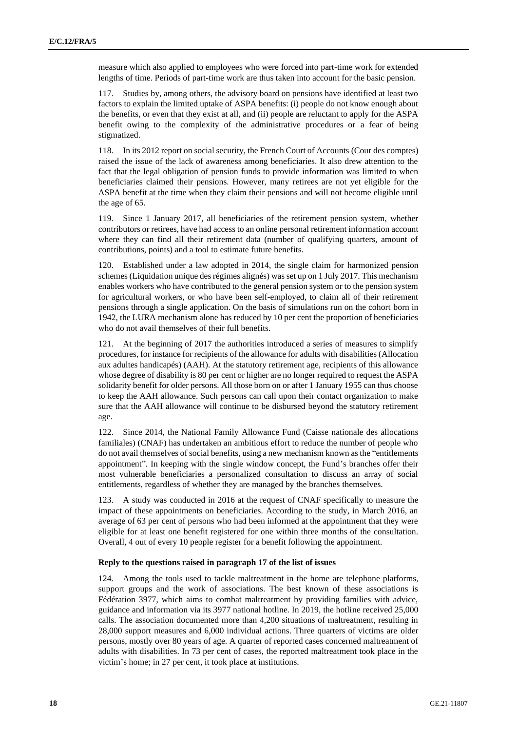measure which also applied to employees who were forced into part-time work for extended lengths of time. Periods of part-time work are thus taken into account for the basic pension.

117. Studies by, among others, the advisory board on pensions have identified at least two factors to explain the limited uptake of ASPA benefits: (i) people do not know enough about the benefits, or even that they exist at all, and (ii) people are reluctant to apply for the ASPA benefit owing to the complexity of the administrative procedures or a fear of being stigmatized.

118. In its 2012 report on social security, the French Court of Accounts (Cour des comptes) raised the issue of the lack of awareness among beneficiaries. It also drew attention to the fact that the legal obligation of pension funds to provide information was limited to when beneficiaries claimed their pensions. However, many retirees are not yet eligible for the ASPA benefit at the time when they claim their pensions and will not become eligible until the age of 65.

119. Since 1 January 2017, all beneficiaries of the retirement pension system, whether contributors or retirees, have had access to an online personal retirement information account where they can find all their retirement data (number of qualifying quarters, amount of contributions, points) and a tool to estimate future benefits.

120. Established under a law adopted in 2014, the single claim for harmonized pension schemes (Liquidation unique des régimes alignés) was set up on 1 July 2017. This mechanism enables workers who have contributed to the general pension system or to the pension system for agricultural workers, or who have been self-employed, to claim all of their retirement pensions through a single application. On the basis of simulations run on the cohort born in 1942, the LURA mechanism alone has reduced by 10 per cent the proportion of beneficiaries who do not avail themselves of their full benefits.

121. At the beginning of 2017 the authorities introduced a series of measures to simplify procedures, for instance for recipients of the allowance for adults with disabilities (Allocation aux adultes handicapés) (AAH). At the statutory retirement age, recipients of this allowance whose degree of disability is 80 per cent or higher are no longer required to request the ASPA solidarity benefit for older persons. All those born on or after 1 January 1955 can thus choose to keep the AAH allowance. Such persons can call upon their contact organization to make sure that the AAH allowance will continue to be disbursed beyond the statutory retirement age.

122. Since 2014, the National Family Allowance Fund (Caisse nationale des allocations familiales) (CNAF) has undertaken an ambitious effort to reduce the number of people who do not avail themselves of social benefits, using a new mechanism known as the "entitlements appointment". In keeping with the single window concept, the Fund's branches offer their most vulnerable beneficiaries a personalized consultation to discuss an array of social entitlements, regardless of whether they are managed by the branches themselves.

123. A study was conducted in 2016 at the request of CNAF specifically to measure the impact of these appointments on beneficiaries. According to the study, in March 2016, an average of 63 per cent of persons who had been informed at the appointment that they were eligible for at least one benefit registered for one within three months of the consultation. Overall, 4 out of every 10 people register for a benefit following the appointment.

### Reply to the questions raised in paragraph 17 of the list of issues

124. Among the tools used to tackle maltreatment in the home are telephone platforms, support groups and the work of associations. The best known of these associations is Fédération 3977, which aims to combat maltreatment by providing families with advice, guidance and information via its 3977 national hotline. In 2019, the hotline received 25,000 calls. The association documented more than 4,200 situations of maltreatment, resulting in 28,000 support measures and 6,000 individual actions. Three quarters of victims are older persons, mostly over 80 years of age. A quarter of reported cases concerned maltreatment of adults with disabilities. In 73 per cent of cases, the reported maltreatment took place in the victim's home; in 27 per cent, it took place at institutions.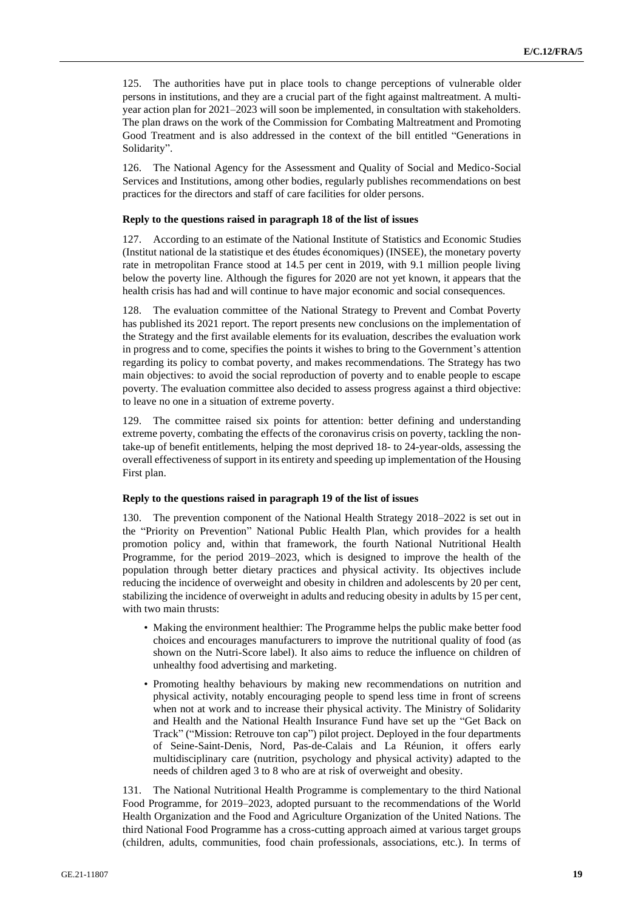125. The authorities have put in place tools to change perceptions of vulnerable older persons in institutions, and they are a crucial part of the fight against maltreatment. A multi-year action plan for 2021–2023 will soon be implemented, in consultation with stakeholders. The plan draws on the work of the Commission for Combating Maltreatment and Promoting Good Treatment and is also addressed in the context of the bill entitled "Generations in Solidarity".

126. The National Agency for the Assessment and Quality of Social and Medico-Social Services and Institutions, among other bodies, regularly publishes recommendations on best practices for the directors and staff of care facilities for older persons.

#### Reply to the questions raised in paragraph 18 of the list of issues

127. According to an estimate of the National Institute of Statistics and Economic Studies (Institut national de la statistique et des études économiques) (INSEE), the monetary poverty rate in metropolitan France stood at 14.5 per cent in 2019, with 9.1 million people living below the poverty line. Although the figures for 2020 are not yet known, it appears that the health crisis has had and will continue to have major economic and social consequences.

128. The evaluation committee of the National Strategy to Prevent and Combat Poverty has published its 2021 report. The report presents new conclusions on the implementation of the Strategy and the first available elements for its evaluation, describes the evaluation work in progress and to come, specifies the points it wishes to bring to the Government's attention regarding its policy to combat poverty, and makes recommendations. The Strategy has two main objectives: to avoid the social reproduction of poverty and to enable people to escape poverty. The evaluation committee also decided to assess progress against a third objective: to leave no one in a situation of extreme poverty.

129. The committee raised six points for attention: better defining and understanding extreme poverty, combating the effects of the coronavirus crisis on poverty, tackling the non-take-up of benefit entitlements, helping the most deprived 18- to 24-year-olds, assessing the overall effectiveness of support in its entirety and speeding up implementation of the Housing First plan.

#### Reply to the questions raised in paragraph 19 of the list of issues

130. The prevention component of the National Health Strategy 2018–2022 is set out in the "Priority on Prevention" National Public Health Plan, which provides for a health promotion policy and, within that framework, the fourth National Nutritional Health Programme, for the period 2019–2023, which is designed to improve the health of the population through better dietary practices and physical activity. Its objectives include reducing the incidence of overweight and obesity in children and adolescents by 20 per cent, stabilizing the incidence of overweight in adults and reducing obesity in adults by 15 per cent, with two main thrusts:

- Making the environment healthier: The Programme helps the public make better food choices and encourages manufacturers to improve the nutritional quality of food (as shown on the Nutri-Score label). It also aims to reduce the influence on children of unhealthy food advertising and marketing.
- Promoting healthy behaviours by making new recommendations on nutrition and physical activity, notably encouraging people to spend less time in front of screens when not at work and to increase their physical activity. The Ministry of Solidarity and Health and the National Health Insurance Fund have set up the "Get Back on Track" ("Mission: Retrouve ton cap") pilot project. Deployed in the four departments of Seine-Saint-Denis, Nord, Pas-de-Calais and La Réunion, it offers early multidisciplinary care (nutrition, psychology and physical activity) adapted to the needs of children aged 3 to 8 who are at risk of overweight and obesity.

131. The National Nutritional Health Programme is complementary to the third National Food Programme, for 2019–2023, adopted pursuant to the recommendations of the World Health Organization and the Food and Agriculture Organization of the United Nations. The third National Food Programme has a cross-cutting approach aimed at various target groups (children, adults, communities, food chain professionals, associations, etc.). In terms of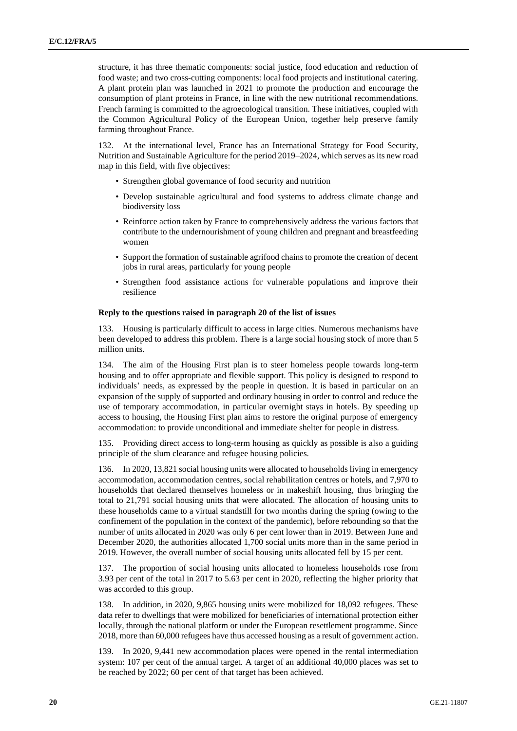structure, it has three thematic components: social justice, food education and reduction of food waste; and two cross-cutting components: local food projects and institutional catering. A plant protein plan was launched in 2021 to promote the production and encourage the consumption of plant proteins in France, in line with the new nutritional recommendations. French farming is committed to the agroecological transition. These initiatives, coupled with the Common Agricultural Policy of the European Union, together help preserve family farming throughout France.

132. At the international level, France has an International Strategy for Food Security, Nutrition and Sustainable Agriculture for the period 2019–2024, which serves as its new road map in this field, with five objectives:

- Strengthen global governance of food security and nutrition
- Develop sustainable agricultural and food systems to address climate change and biodiversity loss
- Reinforce action taken by France to comprehensively address the various factors that contribute to the undernourishment of young children and pregnant and breastfeeding women
- Support the formation of sustainable agrifood chains to promote the creation of decent jobs in rural areas, particularly for young people
- Strengthen food assistance actions for vulnerable populations and improve their resilience

**Reply to the questions raised in paragraph 20 of the list of issues**

133. Housing is particularly difficult to access in large cities. Numerous mechanisms have been developed to address this problem. There is a large social housing stock of more than 5 million units.

134. The aim of the Housing First plan is to steer homeless people towards long-term housing and to offer appropriate and flexible support. This policy is designed to respond to individuals' needs, as expressed by the people in question. It is based in particular on an expansion of the supply of supported and ordinary housing in order to control and reduce the use of temporary accommodation, in particular overnight stays in hotels. By speeding up access to housing, the Housing First plan aims to restore the original purpose of emergency accommodation: to provide unconditional and immediate shelter for people in distress.

135. Providing direct access to long-term housing as quickly as possible is also a guiding principle of the slum clearance and refugee housing policies.

136. In 2020, 13,821 social housing units were allocated to households living in emergency accommodation, accommodation centres, social rehabilitation centres or hotels, and 7,970 to households that declared themselves homeless or in makeshift housing, thus bringing the total to 21,791 social housing units that were allocated. The allocation of housing units to these households came to a virtual standstill for two months during the spring (owing to the confinement of the population in the context of the pandemic), before rebounding so that the number of units allocated in 2020 was only 6 per cent lower than in 2019. Between June and December 2020, the authorities allocated 1,700 social units more than in the same period in 2019. However, the overall number of social housing units allocated fell by 15 per cent.

137. The proportion of social housing units allocated to homeless households rose from 3.93 per cent of the total in 2017 to 5.63 per cent in 2020, reflecting the higher priority that was accorded to this group.

138. In addition, in 2020, 9,865 housing units were mobilized for 18,092 refugees. These data refer to dwellings that were mobilized for beneficiaries of international protection either locally, through the national platform or under the European resettlement programme. Since 2018, more than 60,000 refugees have thus accessed housing as a result of government action.

139. In 2020, 9,441 new accommodation places were opened in the rental intermediation system: 107 per cent of the annual target. A target of an additional 40,000 places was set to be reached by 2022; 60 per cent of that target has been achieved.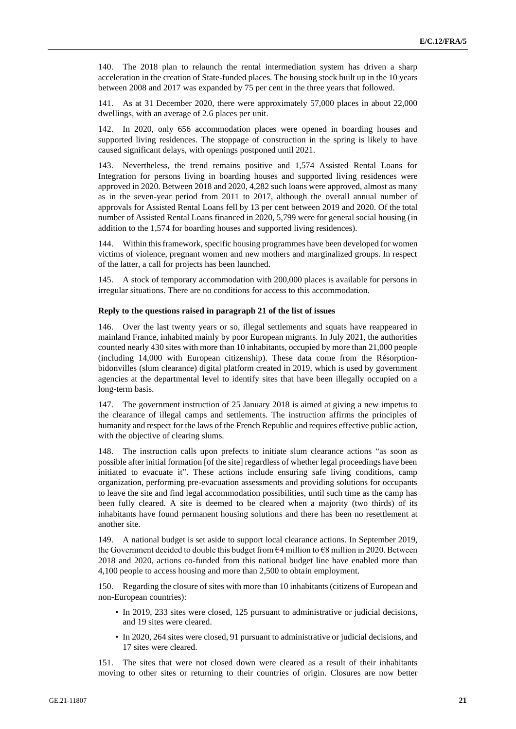140. The 2018 plan to relaunch the rental intermediation system has driven a sharp acceleration in the creation of State-funded places. The housing stock built up in the 10 years between 2008 and 2017 was expanded by 75 per cent in the three years that followed.

141. As at 31 December 2020, there were approximately 57,000 places in about 22,000 dwellings, with an average of 2.6 places per unit.

142. In 2020, only 656 accommodation places were opened in boarding houses and supported living residences. The stoppage of construction in the spring is likely to have caused significant delays, with openings postponed until 2021.

143. Nevertheless, the trend remains positive and 1,574 Assisted Rental Loans for Integration for persons living in boarding houses and supported living residences were approved in 2020. Between 2018 and 2020, 4,282 such loans were approved, almost as many as in the seven-year period from 2011 to 2017, although the overall annual number of approvals for Assisted Rental Loans fell by 13 per cent between 2019 and 2020. Of the total number of Assisted Rental Loans financed in 2020, 5,799 were for general social housing (in addition to the 1,574 for boarding houses and supported living residences).

144. Within this framework, specific housing programmes have been developed for women victims of violence, pregnant women and new mothers and marginalized groups. In respect of the latter, a call for projects has been launched.

145. A stock of temporary accommodation with 200,000 places is available for persons in irregular situations. There are no conditions for access to this accommodation.

### Reply to the questions raised in paragraph 21 of the list of issues

146. Over the last twenty years or so, illegal settlements and squats have reappeared in mainland France, inhabited mainly by poor European migrants. In July 2021, the authorities counted nearly 430 sites with more than 10 inhabitants, occupied by more than 21,000 people (including 14,000 with European citizenship). These data come from the Résorption-bidonvilles (slum clearance) digital platform created in 2019, which is used by government agencies at the departmental level to identify sites that have been illegally occupied on a long-term basis.

147. The government instruction of 25 January 2018 is aimed at giving a new impetus to the clearance of illegal camps and settlements. The instruction affirms the principles of humanity and respect for the laws of the French Republic and requires effective public action, with the objective of clearing slums.

148. The instruction calls upon prefects to initiate slum clearance actions "as soon as possible after initial formation [of the site] regardless of whether legal proceedings have been initiated to evacuate it". These actions include ensuring safe living conditions, camp organization, performing pre-evacuation assessments and providing solutions for occupants to leave the site and find legal accommodation possibilities, until such time as the camp has been fully cleared. A site is deemed to be cleared when a majority (two thirds) of its inhabitants have found permanent housing solutions and there has been no resettlement at another site.

149. A national budget is set aside to support local clearance actions. In September 2019, the Government decided to double this budget from €4 million to €8 million in 2020. Between 2018 and 2020, actions co-funded from this national budget line have enabled more than 4,100 people to access housing and more than 2,500 to obtain employment.

150. Regarding the closure of sites with more than 10 inhabitants (citizens of European and non-European countries):

- In 2019, 233 sites were closed, 125 pursuant to administrative or judicial decisions, and 19 sites were cleared.
- In 2020, 264 sites were closed, 91 pursuant to administrative or judicial decisions, and 17 sites were cleared.

151. The sites that were not closed down were cleared as a result of their inhabitants moving to other sites or returning to their countries of origin. Closures are now better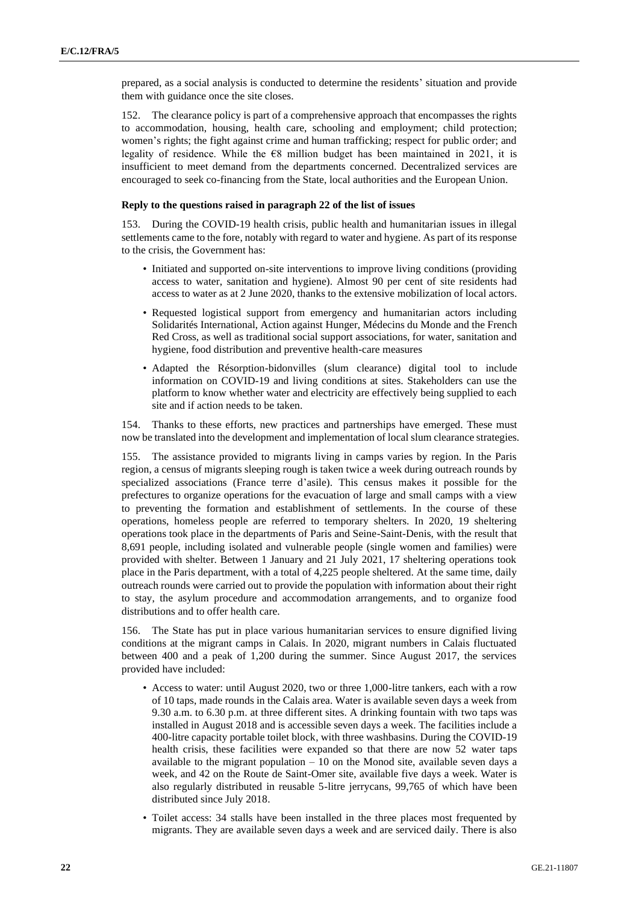prepared, as a social analysis is conducted to determine the residents' situation and provide them with guidance once the site closes.

152. The clearance policy is part of a comprehensive approach that encompasses the rights to accommodation, housing, health care, schooling and employment; child protection; women's rights; the fight against crime and human trafficking; respect for public order; and legality of residence. While the €8 million budget has been maintained in 2021, it is insufficient to meet demand from the departments concerned. Decentralized services are encouraged to seek co-financing from the State, local authorities and the European Union.

**Reply to the questions raised in paragraph 22 of the list of issues**

153. During the COVID-19 health crisis, public health and humanitarian issues in illegal settlements came to the fore, notably with regard to water and hygiene. As part of its response to the crisis, the Government has:

- Initiated and supported on-site interventions to improve living conditions (providing access to water, sanitation and hygiene). Almost 90 per cent of site residents had access to water as at 2 June 2020, thanks to the extensive mobilization of local actors.
- Requested logistical support from emergency and humanitarian actors including Solidarités International, Action against Hunger, Médecins du Monde and the French Red Cross, as well as traditional social support associations, for water, sanitation and hygiene, food distribution and preventive health-care measures
- Adapted the Résorption-bidonvilles (slum clearance) digital tool to include information on COVID-19 and living conditions at sites. Stakeholders can use the platform to know whether water and electricity are effectively being supplied to each site and if action needs to be taken.

154. Thanks to these efforts, new practices and partnerships have emerged. These must now be translated into the development and implementation of local slum clearance strategies.

155. The assistance provided to migrants living in camps varies by region. In the Paris region, a census of migrants sleeping rough is taken twice a week during outreach rounds by specialized associations (France terre d'asile). This census makes it possible for the prefectures to organize operations for the evacuation of large and small camps with a view to preventing the formation and establishment of settlements. In the course of these operations, homeless people are referred to temporary shelters. In 2020, 19 sheltering operations took place in the departments of Paris and Seine-Saint-Denis, with the result that 8,691 people, including isolated and vulnerable people (single women and families) were provided with shelter. Between 1 January and 21 July 2021, 17 sheltering operations took place in the Paris department, with a total of 4,225 people sheltered. At the same time, daily outreach rounds were carried out to provide the population with information about their right to stay, the asylum procedure and accommodation arrangements, and to organize food distributions and to offer health care.

156. The State has put in place various humanitarian services to ensure dignified living conditions at the migrant camps in Calais. In 2020, migrant numbers in Calais fluctuated between 400 and a peak of 1,200 during the summer. Since August 2017, the services provided have included:

- Access to water: until August 2020, two or three 1,000-litre tankers, each with a row of 10 taps, made rounds in the Calais area. Water is available seven days a week from 9.30 a.m. to 6.30 p.m. at three different sites. A drinking fountain with two taps was installed in August 2018 and is accessible seven days a week. The facilities include a 400-litre capacity portable toilet block, with three washbasins. During the COVID-19 health crisis, these facilities were expanded so that there are now 52 water taps available to the migrant population – 10 on the Monod site, available seven days a week, and 42 on the Route de Saint-Omer site, available five days a week. Water is also regularly distributed in reusable 5-litre jerrycans, 99,765 of which have been distributed since July 2018.
- Toilet access: 34 stalls have been installed in the three places most frequented by migrants. They are available seven days a week and are serviced daily. There is also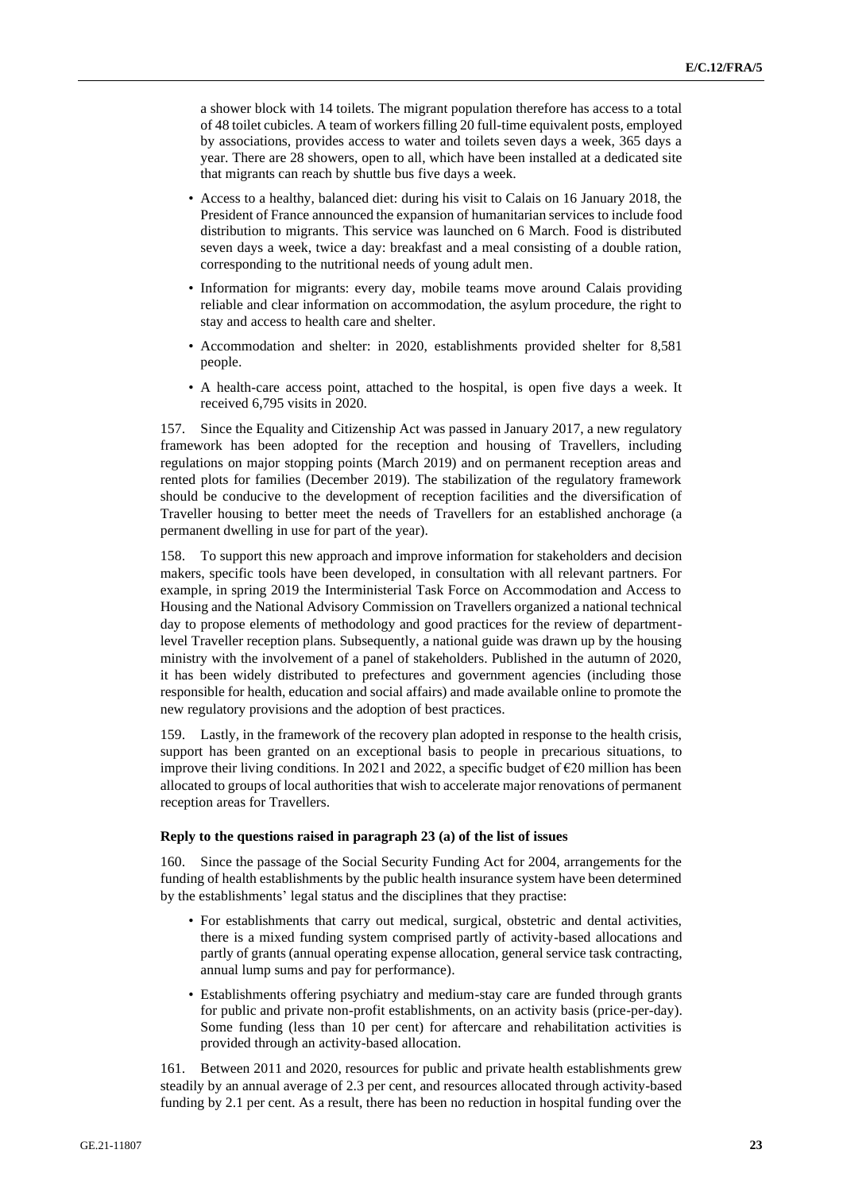a shower block with 14 toilets. The migrant population therefore has access to a total of 48 toilet cubicles. A team of workers filling 20 full-time equivalent posts, employed by associations, provides access to water and toilets seven days a week, 365 days a year. There are 28 showers, open to all, which have been installed at a dedicated site that migrants can reach by shuttle bus five days a week.

- Access to a healthy, balanced diet: during his visit to Calais on 16 January 2018, the President of France announced the expansion of humanitarian services to include food distribution to migrants. This service was launched on 6 March. Food is distributed seven days a week, twice a day: breakfast and a meal consisting of a double ration, corresponding to the nutritional needs of young adult men.
- Information for migrants: every day, mobile teams move around Calais providing reliable and clear information on accommodation, the asylum procedure, the right to stay and access to health care and shelter.
- Accommodation and shelter: in 2020, establishments provided shelter for 8,581 people.
- A health-care access point, attached to the hospital, is open five days a week. It received 6,795 visits in 2020.

157. Since the Equality and Citizenship Act was passed in January 2017, a new regulatory framework has been adopted for the reception and housing of Travellers, including regulations on major stopping points (March 2019) and on permanent reception areas and rented plots for families (December 2019). The stabilization of the regulatory framework should be conducive to the development of reception facilities and the diversification of Traveller housing to better meet the needs of Travellers for an established anchorage (a permanent dwelling in use for part of the year).

158. To support this new approach and improve information for stakeholders and decision makers, specific tools have been developed, in consultation with all relevant partners. For example, in spring 2019 the Interministerial Task Force on Accommodation and Access to Housing and the National Advisory Commission on Travellers organized a national technical day to propose elements of methodology and good practices for the review of department-level Traveller reception plans. Subsequently, a national guide was drawn up by the housing ministry with the involvement of a panel of stakeholders. Published in the autumn of 2020, it has been widely distributed to prefectures and government agencies (including those responsible for health, education and social affairs) and made available online to promote the new regulatory provisions and the adoption of best practices.

159. Lastly, in the framework of the recovery plan adopted in response to the health crisis, support has been granted on an exceptional basis to people in precarious situations, to improve their living conditions. In 2021 and 2022, a specific budget of €20 million has been allocated to groups of local authorities that wish to accelerate major renovations of permanent reception areas for Travellers.

#### Reply to the questions raised in paragraph 23 (a) of the list of issues

160. Since the passage of the Social Security Funding Act for 2004, arrangements for the funding of health establishments by the public health insurance system have been determined by the establishments' legal status and the disciplines that they practise:

- For establishments that carry out medical, surgical, obstetric and dental activities, there is a mixed funding system comprised partly of activity-based allocations and partly of grants (annual operating expense allocation, general service task contracting, annual lump sums and pay for performance).
- Establishments offering psychiatry and medium-stay care are funded through grants for public and private non-profit establishments, on an activity basis (price-per-day). Some funding (less than 10 per cent) for aftercare and rehabilitation activities is provided through an activity-based allocation.

161. Between 2011 and 2020, resources for public and private health establishments grew steadily by an annual average of 2.3 per cent, and resources allocated through activity-based funding by 2.1 per cent. As a result, there has been no reduction in hospital funding over the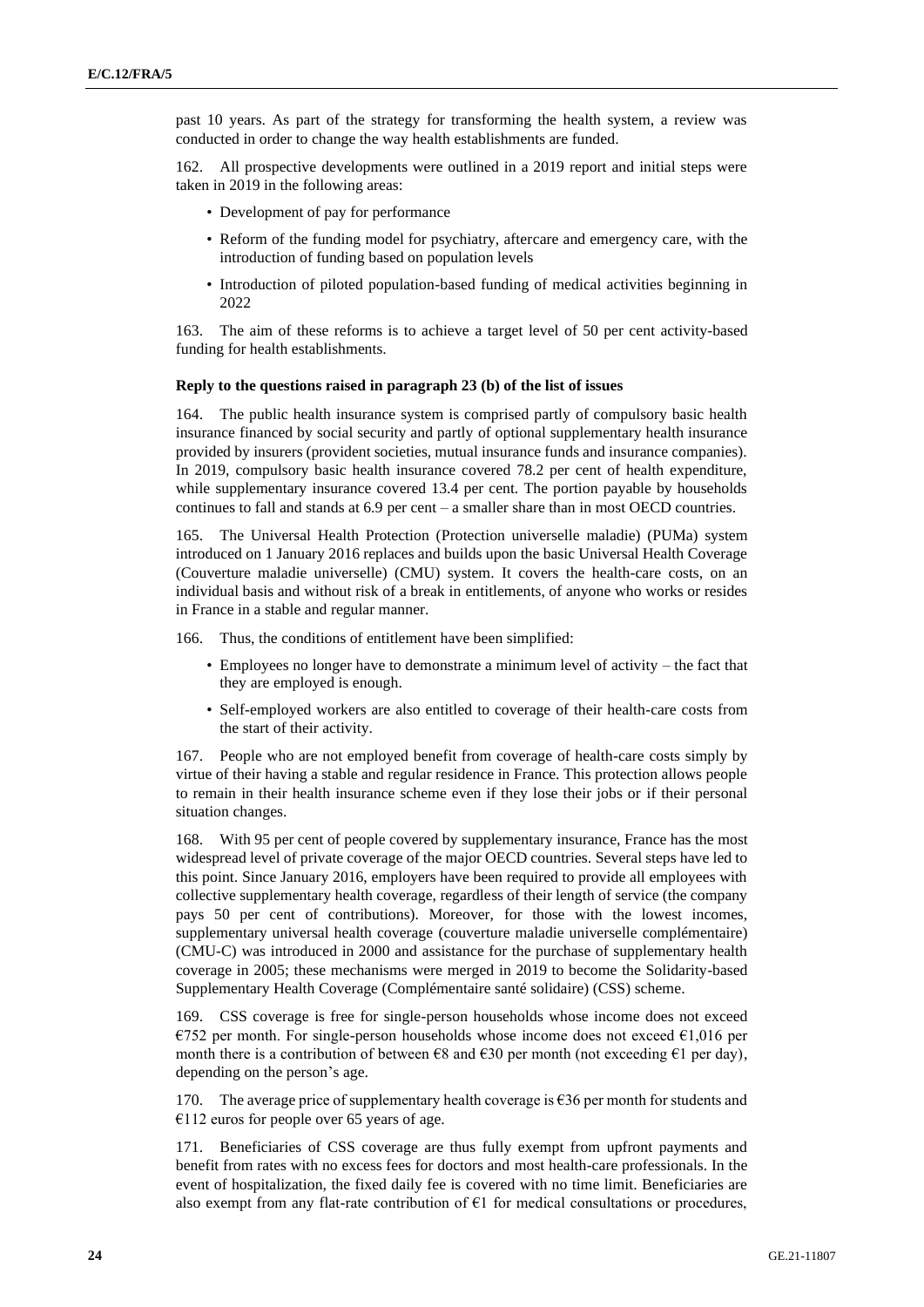past 10 years. As part of the strategy for transforming the health system, a review was conducted in order to change the way health establishments are funded.

162. All prospective developments were outlined in a 2019 report and initial steps were taken in 2019 in the following areas:

- Development of pay for performance
- Reform of the funding model for psychiatry, aftercare and emergency care, with the introduction of funding based on population levels
- Introduction of piloted population-based funding of medical activities beginning in 2022

163. The aim of these reforms is to achieve a target level of 50 per cent activity-based funding for health establishments.

#### Reply to the questions raised in paragraph 23 (b) of the list of issues

164. The public health insurance system is comprised partly of compulsory basic health insurance financed by social security and partly of optional supplementary health insurance provided by insurers (provident societies, mutual insurance funds and insurance companies). In 2019, compulsory basic health insurance covered 78.2 per cent of health expenditure, while supplementary insurance covered 13.4 per cent. The portion payable by households continues to fall and stands at 6.9 per cent – a smaller share than in most OECD countries.

165. The Universal Health Protection (Protection universelle maladie) (PUMa) system introduced on 1 January 2016 replaces and builds upon the basic Universal Health Coverage (Couverture maladie universelle) (CMU) system. It covers the health-care costs, on an individual basis and without risk of a break in entitlements, of anyone who works or resides in France in a stable and regular manner.

166. Thus, the conditions of entitlement have been simplified:

- Employees no longer have to demonstrate a minimum level of activity – the fact that they are employed is enough.
- Self-employed workers are also entitled to coverage of their health-care costs from the start of their activity.

167. People who are not employed benefit from coverage of health-care costs simply by virtue of their having a stable and regular residence in France. This protection allows people to remain in their health insurance scheme even if they lose their jobs or if their personal situation changes.

168. With 95 per cent of people covered by supplementary insurance, France has the most widespread level of private coverage of the major OECD countries. Several steps have led to this point. Since January 2016, employers have been required to provide all employees with collective supplementary health coverage, regardless of their length of service (the company pays 50 per cent of contributions). Moreover, for those with the lowest incomes, supplementary universal health coverage (couverture maladie universelle complémentaire) (CMU-C) was introduced in 2000 and assistance for the purchase of supplementary health coverage in 2005; these mechanisms were merged in 2019 to become the Solidarity-based Supplementary Health Coverage (Complémentaire santé solidaire) (CSS) scheme.

169. CSS coverage is free for single-person households whose income does not exceed €752 per month. For single-person households whose income does not exceed €1,016 per month there is a contribution of between €8 and €30 per month (not exceeding €1 per day), depending on the person's age.

170. The average price of supplementary health coverage is €36 per month for students and €112 euros for people over 65 years of age.

171. Beneficiaries of CSS coverage are thus fully exempt from upfront payments and benefit from rates with no excess fees for doctors and most health-care professionals. In the event of hospitalization, the fixed daily fee is covered with no time limit. Beneficiaries are also exempt from any flat-rate contribution of €1 for medical consultations or procedures,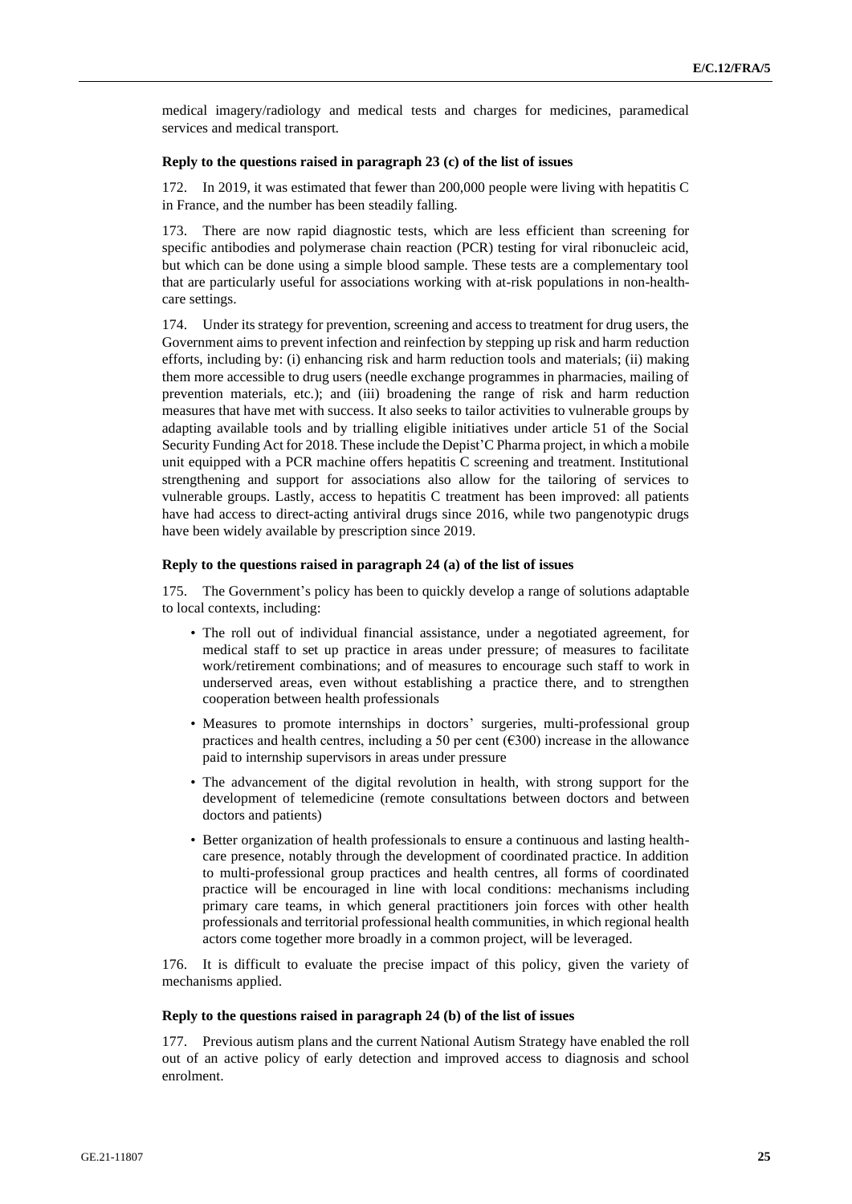medical imagery/radiology and medical tests and charges for medicines, paramedical services and medical transport.

**Reply to the questions raised in paragraph 23 (c) of the list of issues**

172. In 2019, it was estimated that fewer than 200,000 people were living with hepatitis C in France, and the number has been steadily falling.

173. There are now rapid diagnostic tests, which are less efficient than screening for specific antibodies and polymerase chain reaction (PCR) testing for viral ribonucleic acid, but which can be done using a simple blood sample. These tests are a complementary tool that are particularly useful for associations working with at-risk populations in non-health-care settings.

174. Under its strategy for prevention, screening and access to treatment for drug users, the Government aims to prevent infection and reinfection by stepping up risk and harm reduction efforts, including by: (i) enhancing risk and harm reduction tools and materials; (ii) making them more accessible to drug users (needle exchange programmes in pharmacies, mailing of prevention materials, etc.); and (iii) broadening the range of risk and harm reduction measures that have met with success. It also seeks to tailor activities to vulnerable groups by adapting available tools and by trialling eligible initiatives under article 51 of the Social Security Funding Act for 2018. These include the Depist'C Pharma project, in which a mobile unit equipped with a PCR machine offers hepatitis C screening and treatment. Institutional strengthening and support for associations also allow for the tailoring of services to vulnerable groups. Lastly, access to hepatitis C treatment has been improved: all patients have had access to direct-acting antiviral drugs since 2016, while two pangenotypic drugs have been widely available by prescription since 2019.

**Reply to the questions raised in paragraph 24 (a) of the list of issues**

175. The Government's policy has been to quickly develop a range of solutions adaptable to local contexts, including:

- The roll out of individual financial assistance, under a negotiated agreement, for medical staff to set up practice in areas under pressure; of measures to facilitate work/retirement combinations; and of measures to encourage such staff to work in underserved areas, even without establishing a practice there, and to strengthen cooperation between health professionals
- Measures to promote internships in doctors' surgeries, multi-professional group practices and health centres, including a 50 per cent (€300) increase in the allowance paid to internship supervisors in areas under pressure
- The advancement of the digital revolution in health, with strong support for the development of telemedicine (remote consultations between doctors and between doctors and patients)
- Better organization of health professionals to ensure a continuous and lasting health-care presence, notably through the development of coordinated practice. In addition to multi-professional group practices and health centres, all forms of coordinated practice will be encouraged in line with local conditions: mechanisms including primary care teams, in which general practitioners join forces with other health professionals and territorial professional health communities, in which regional health actors come together more broadly in a common project, will be leveraged.

176. It is difficult to evaluate the precise impact of this policy, given the variety of mechanisms applied.

**Reply to the questions raised in paragraph 24 (b) of the list of issues**

177. Previous autism plans and the current National Autism Strategy have enabled the roll out of an active policy of early detection and improved access to diagnosis and school enrolment.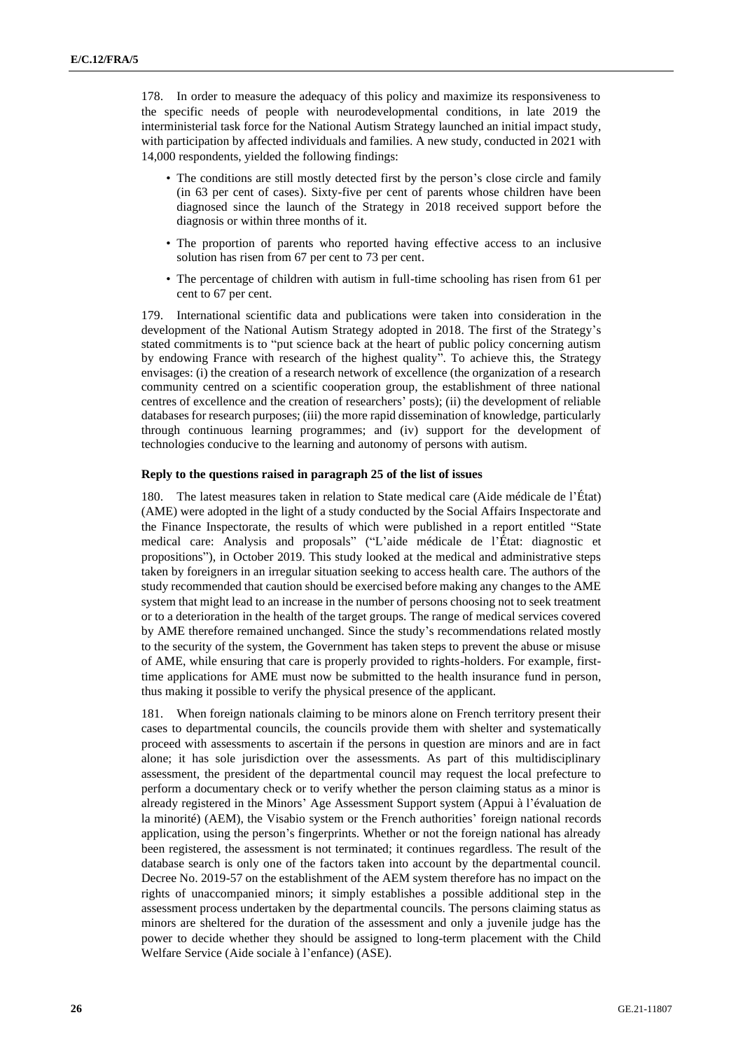178. In order to measure the adequacy of this policy and maximize its responsiveness to the specific needs of people with neurodevelopmental conditions, in late 2019 the interministerial task force for the National Autism Strategy launched an initial impact study, with participation by affected individuals and families. A new study, conducted in 2021 with 14,000 respondents, yielded the following findings:

- The conditions are still mostly detected first by the person's close circle and family (in 63 per cent of cases). Sixty-five per cent of parents whose children have been diagnosed since the launch of the Strategy in 2018 received support before the diagnosis or within three months of it.
- The proportion of parents who reported having effective access to an inclusive solution has risen from 67 per cent to 73 per cent.
- The percentage of children with autism in full-time schooling has risen from 61 per cent to 67 per cent.

179. International scientific data and publications were taken into consideration in the development of the National Autism Strategy adopted in 2018. The first of the Strategy's stated commitments is to "put science back at the heart of public policy concerning autism by endowing France with research of the highest quality". To achieve this, the Strategy envisages: (i) the creation of a research network of excellence (the organization of a research community centred on a scientific cooperation group, the establishment of three national centres of excellence and the creation of researchers' posts); (ii) the development of reliable databases for research purposes; (iii) the more rapid dissemination of knowledge, particularly through continuous learning programmes; and (iv) support for the development of technologies conducive to the learning and autonomy of persons with autism.

**Reply to the questions raised in paragraph 25 of the list of issues**

180. The latest measures taken in relation to State medical care (Aide médicale de l'État) (AME) were adopted in the light of a study conducted by the Social Affairs Inspectorate and the Finance Inspectorate, the results of which were published in a report entitled "State medical care: Analysis and proposals" ("L'aide médicale de l'État: diagnostic et propositions"), in October 2019. This study looked at the medical and administrative steps taken by foreigners in an irregular situation seeking to access health care. The authors of the study recommended that caution should be exercised before making any changes to the AME system that might lead to an increase in the number of persons choosing not to seek treatment or to a deterioration in the health of the target groups. The range of medical services covered by AME therefore remained unchanged. Since the study's recommendations related mostly to the security of the system, the Government has taken steps to prevent the abuse or misuse of AME, while ensuring that care is properly provided to rights-holders. For example, first-time applications for AME must now be submitted to the health insurance fund in person, thus making it possible to verify the physical presence of the applicant.

181. When foreign nationals claiming to be minors alone on French territory present their cases to departmental councils, the councils provide them with shelter and systematically proceed with assessments to ascertain if the persons in question are minors and are in fact alone; it has sole jurisdiction over the assessments. As part of this multidisciplinary assessment, the president of the departmental council may request the local prefecture to perform a documentary check or to verify whether the person claiming status as a minor is already registered in the Minors' Age Assessment Support system (Appui à l'évaluation de la minorité) (AEM), the Visabio system or the French authorities' foreign national records application, using the person's fingerprints. Whether or not the foreign national has already been registered, the assessment is not terminated; it continues regardless. The result of the database search is only one of the factors taken into account by the departmental council. Decree No. 2019-57 on the establishment of the AEM system therefore has no impact on the rights of unaccompanied minors; it simply establishes a possible additional step in the assessment process undertaken by the departmental councils. The persons claiming status as minors are sheltered for the duration of the assessment and only a juvenile judge has the power to decide whether they should be assigned to long-term placement with the Child Welfare Service (Aide sociale à l'enfance) (ASE).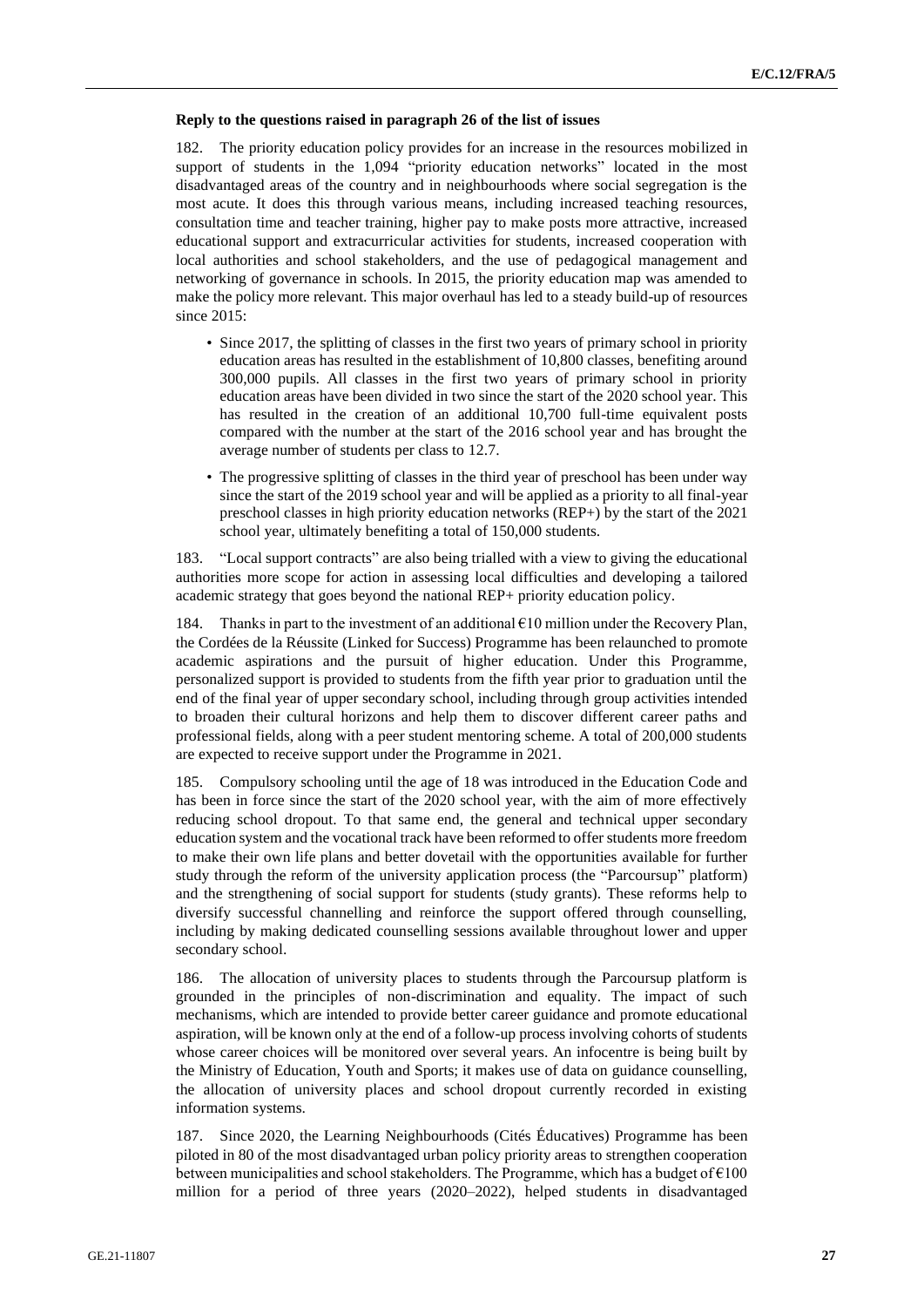**Reply to the questions raised in paragraph 26 of the list of issues**

182. The priority education policy provides for an increase in the resources mobilized in support of students in the 1,094 "priority education networks" located in the most disadvantaged areas of the country and in neighbourhoods where social segregation is the most acute. It does this through various means, including increased teaching resources, consultation time and teacher training, higher pay to make posts more attractive, increased educational support and extracurricular activities for students, increased cooperation with local authorities and school stakeholders, and the use of pedagogical management and networking of governance in schools. In 2015, the priority education map was amended to make the policy more relevant. This major overhaul has led to a steady build-up of resources since 2015:

- Since 2017, the splitting of classes in the first two years of primary school in priority education areas has resulted in the establishment of 10,800 classes, benefiting around 300,000 pupils. All classes in the first two years of primary school in priority education areas have been divided in two since the start of the 2020 school year. This has resulted in the creation of an additional 10,700 full-time equivalent posts compared with the number at the start of the 2016 school year and has brought the average number of students per class to 12.7.
- The progressive splitting of classes in the third year of preschool has been under way since the start of the 2019 school year and will be applied as a priority to all final-year preschool classes in high priority education networks (REP+) by the start of the 2021 school year, ultimately benefiting a total of 150,000 students.

183. "Local support contracts" are also being trialled with a view to giving the educational authorities more scope for action in assessing local difficulties and developing a tailored academic strategy that goes beyond the national REP+ priority education policy.

184. Thanks in part to the investment of an additional €10 million under the Recovery Plan, the Cordées de la Réussite (Linked for Success) Programme has been relaunched to promote academic aspirations and the pursuit of higher education. Under this Programme, personalized support is provided to students from the fifth year prior to graduation until the end of the final year of upper secondary school, including through group activities intended to broaden their cultural horizons and help them to discover different career paths and professional fields, along with a peer student mentoring scheme. A total of 200,000 students are expected to receive support under the Programme in 2021.

185. Compulsory schooling until the age of 18 was introduced in the Education Code and has been in force since the start of the 2020 school year, with the aim of more effectively reducing school dropout. To that same end, the general and technical upper secondary education system and the vocational track have been reformed to offer students more freedom to make their own life plans and better dovetail with the opportunities available for further study through the reform of the university application process (the "Parcoursup" platform) and the strengthening of social support for students (study grants). These reforms help to diversify successful channelling and reinforce the support offered through counselling, including by making dedicated counselling sessions available throughout lower and upper secondary school.

186. The allocation of university places to students through the Parcoursup platform is grounded in the principles of non-discrimination and equality. The impact of such mechanisms, which are intended to provide better career guidance and promote educational aspiration, will be known only at the end of a follow-up process involving cohorts of students whose career choices will be monitored over several years. An infocentre is being built by the Ministry of Education, Youth and Sports; it makes use of data on guidance counselling, the allocation of university places and school dropout currently recorded in existing information systems.

187. Since 2020, the Learning Neighbourhoods (Cités Éducatives) Programme has been piloted in 80 of the most disadvantaged urban policy priority areas to strengthen cooperation between municipalities and school stakeholders. The Programme, which has a budget of €100 million for a period of three years (2020–2022), helped students in disadvantaged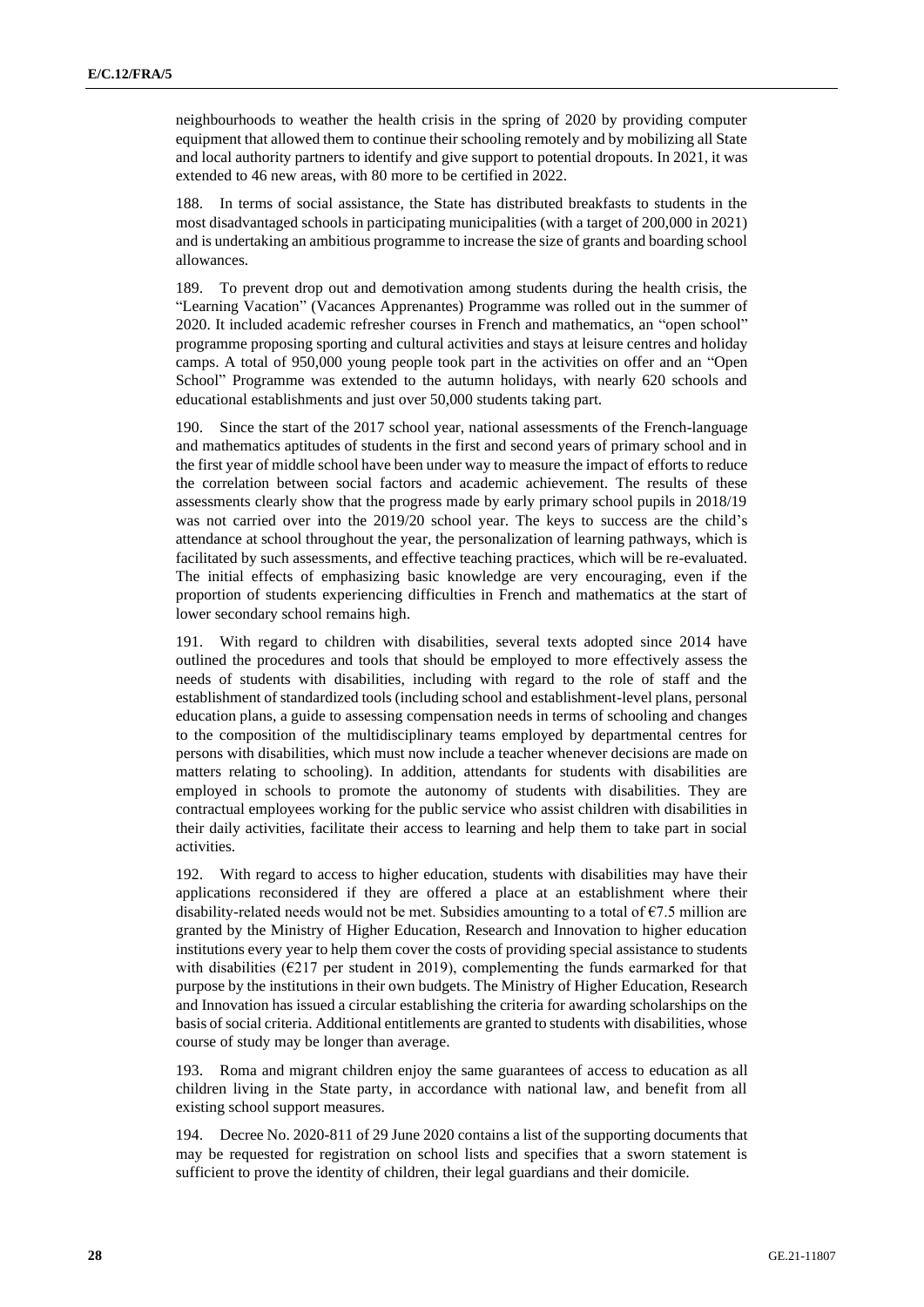neighbourhoods to weather the health crisis in the spring of 2020 by providing computer equipment that allowed them to continue their schooling remotely and by mobilizing all State and local authority partners to identify and give support to potential dropouts. In 2021, it was extended to 46 new areas, with 80 more to be certified in 2022.

188. In terms of social assistance, the State has distributed breakfasts to students in the most disadvantaged schools in participating municipalities (with a target of 200,000 in 2021) and is undertaking an ambitious programme to increase the size of grants and boarding school allowances.

189. To prevent drop out and demotivation among students during the health crisis, the "Learning Vacation" (Vacances Apprenantes) Programme was rolled out in the summer of 2020. It included academic refresher courses in French and mathematics, an "open school" programme proposing sporting and cultural activities and stays at leisure centres and holiday camps. A total of 950,000 young people took part in the activities on offer and an "Open School" Programme was extended to the autumn holidays, with nearly 620 schools and educational establishments and just over 50,000 students taking part.

190. Since the start of the 2017 school year, national assessments of the French-language and mathematics aptitudes of students in the first and second years of primary school and in the first year of middle school have been under way to measure the impact of efforts to reduce the correlation between social factors and academic achievement. The results of these assessments clearly show that the progress made by early primary school pupils in 2018/19 was not carried over into the 2019/20 school year. The keys to success are the child's attendance at school throughout the year, the personalization of learning pathways, which is facilitated by such assessments, and effective teaching practices, which will be re-evaluated. The initial effects of emphasizing basic knowledge are very encouraging, even if the proportion of students experiencing difficulties in French and mathematics at the start of lower secondary school remains high.

191. With regard to children with disabilities, several texts adopted since 2014 have outlined the procedures and tools that should be employed to more effectively assess the needs of students with disabilities, including with regard to the role of staff and the establishment of standardized tools (including school and establishment-level plans, personal education plans, a guide to assessing compensation needs in terms of schooling and changes to the composition of the multidisciplinary teams employed by departmental centres for persons with disabilities, which must now include a teacher whenever decisions are made on matters relating to schooling). In addition, attendants for students with disabilities are employed in schools to promote the autonomy of students with disabilities. They are contractual employees working for the public service who assist children with disabilities in their daily activities, facilitate their access to learning and help them to take part in social activities.

192. With regard to access to higher education, students with disabilities may have their applications reconsidered if they are offered a place at an establishment where their disability-related needs would not be met. Subsidies amounting to a total of €7.5 million are granted by the Ministry of Higher Education, Research and Innovation to higher education institutions every year to help them cover the costs of providing special assistance to students with disabilities (€217 per student in 2019), complementing the funds earmarked for that purpose by the institutions in their own budgets. The Ministry of Higher Education, Research and Innovation has issued a circular establishing the criteria for awarding scholarships on the basis of social criteria. Additional entitlements are granted to students with disabilities, whose course of study may be longer than average.

193. Roma and migrant children enjoy the same guarantees of access to education as all children living in the State party, in accordance with national law, and benefit from all existing school support measures.

194. Decree No. 2020-811 of 29 June 2020 contains a list of the supporting documents that may be requested for registration on school lists and specifies that a sworn statement is sufficient to prove the identity of children, their legal guardians and their domicile.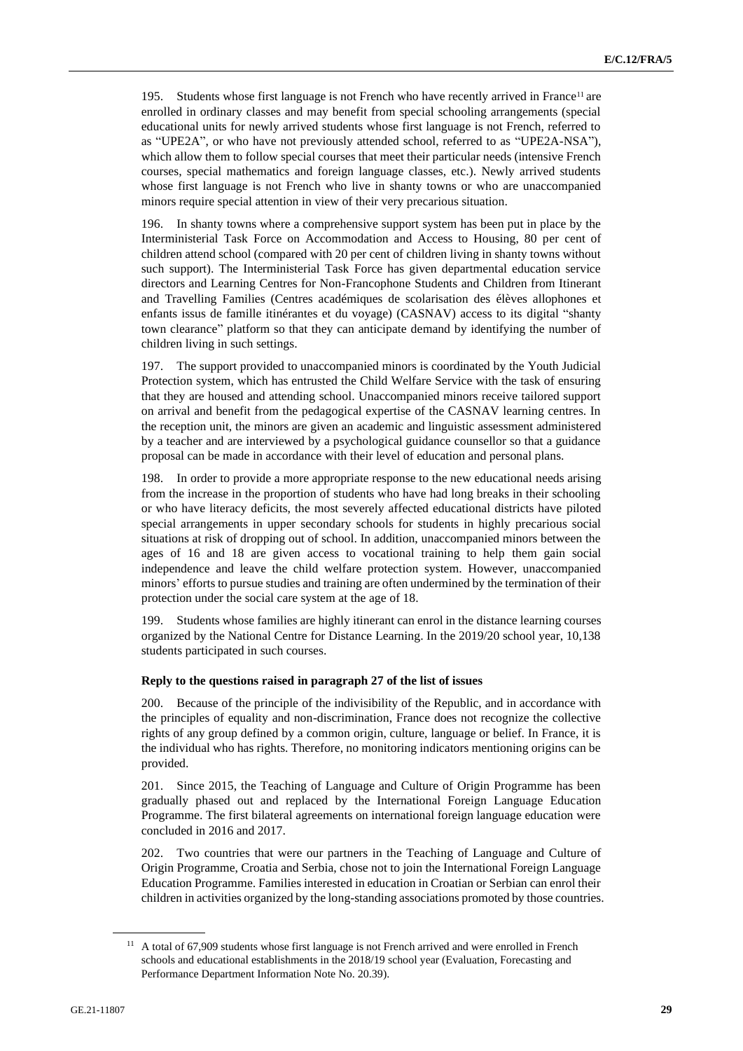195. Students whose first language is not French who have recently arrived in France[11] are enrolled in ordinary classes and may benefit from special schooling arrangements (special educational units for newly arrived students whose first language is not French, referred to as "UPE2A", or who have not previously attended school, referred to as "UPE2A-NSA"), which allow them to follow special courses that meet their particular needs (intensive French courses, special mathematics and foreign language classes, etc.). Newly arrived students whose first language is not French who live in shanty towns or who are unaccompanied minors require special attention in view of their very precarious situation.

196. In shanty towns where a comprehensive support system has been put in place by the Interministerial Task Force on Accommodation and Access to Housing, 80 per cent of children attend school (compared with 20 per cent of children living in shanty towns without such support). The Interministerial Task Force has given departmental education service directors and Learning Centres for Non-Francophone Students and Children from Itinerant and Travelling Families (Centres académiques de scolarisation des élèves allophones et enfants issus de famille itinérantes et du voyage) (CASNAV) access to its digital "shanty town clearance" platform so that they can anticipate demand by identifying the number of children living in such settings.

197. The support provided to unaccompanied minors is coordinated by the Youth Judicial Protection system, which has entrusted the Child Welfare Service with the task of ensuring that they are housed and attending school. Unaccompanied minors receive tailored support on arrival and benefit from the pedagogical expertise of the CASNAV learning centres. In the reception unit, the minors are given an academic and linguistic assessment administered by a teacher and are interviewed by a psychological guidance counsellor so that a guidance proposal can be made in accordance with their level of education and personal plans.

198. In order to provide a more appropriate response to the new educational needs arising from the increase in the proportion of students who have had long breaks in their schooling or who have literacy deficits, the most severely affected educational districts have piloted special arrangements in upper secondary schools for students in highly precarious social situations at risk of dropping out of school. In addition, unaccompanied minors between the ages of 16 and 18 are given access to vocational training to help them gain social independence and leave the child welfare protection system. However, unaccompanied minors' efforts to pursue studies and training are often undermined by the termination of their protection under the social care system at the age of 18.

199. Students whose families are highly itinerant can enrol in the distance learning courses organized by the National Centre for Distance Learning. In the 2019/20 school year, 10,138 students participated in such courses.

**Reply to the questions raised in paragraph 27 of the list of issues**

200. Because of the principle of the indivisibility of the Republic, and in accordance with the principles of equality and non-discrimination, France does not recognize the collective rights of any group defined by a common origin, culture, language or belief. In France, it is the individual who has rights. Therefore, no monitoring indicators mentioning origins can be provided.

201. Since 2015, the Teaching of Language and Culture of Origin Programme has been gradually phased out and replaced by the International Foreign Language Education Programme. The first bilateral agreements on international foreign language education were concluded in 2016 and 2017.

202. Two countries that were our partners in the Teaching of Language and Culture of Origin Programme, Croatia and Serbia, chose not to join the International Foreign Language Education Programme. Families interested in education in Croatian or Serbian can enrol their children in activities organized by the long-standing associations promoted by those countries.

[11] A total of 67,909 students whose first language is not French arrived and were enrolled in French schools and educational establishments in the 2018/19 school year (Evaluation, Forecasting and Performance Department Information Note No. 20.39).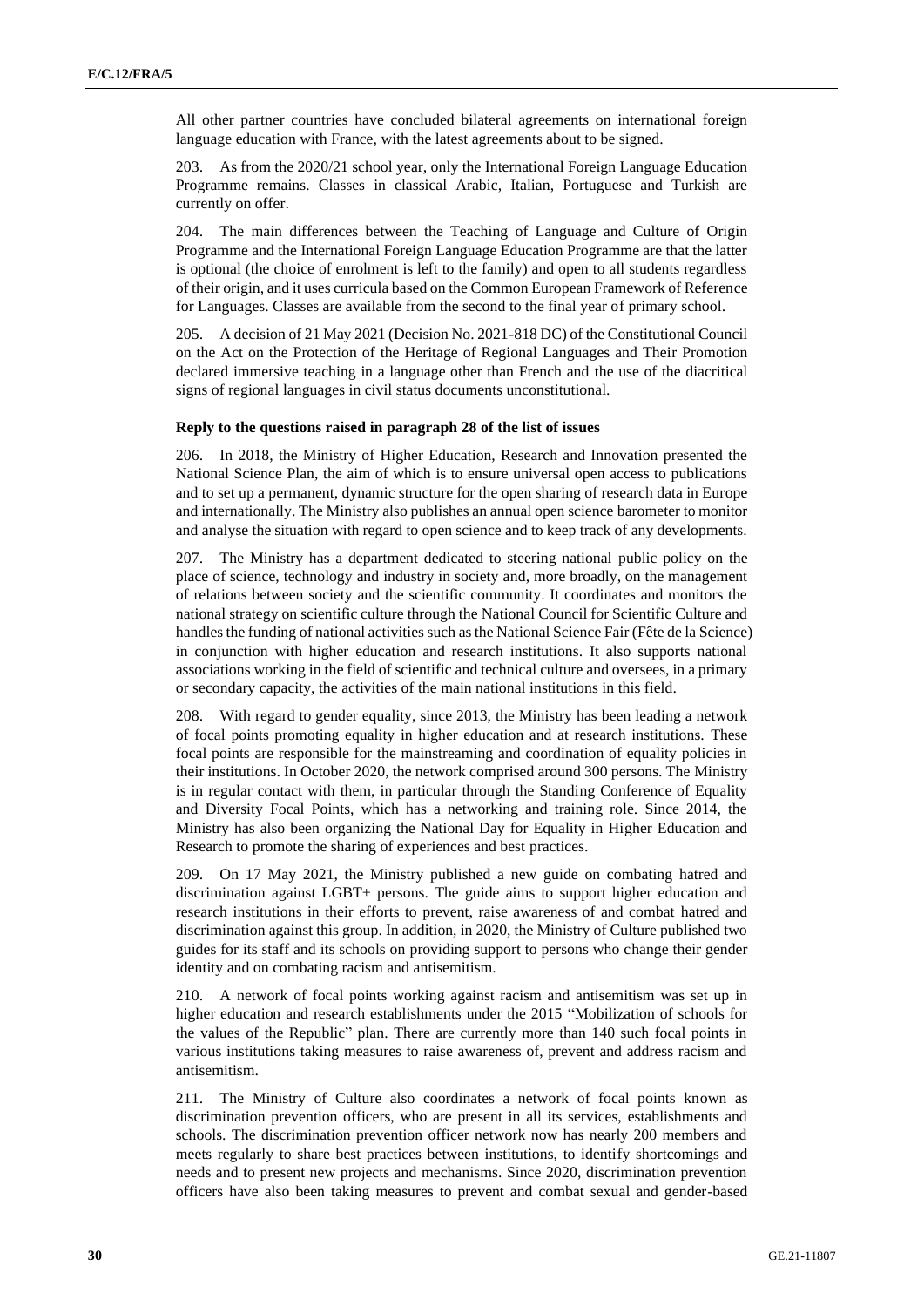All other partner countries have concluded bilateral agreements on international foreign language education with France, with the latest agreements about to be signed.

203. As from the 2020/21 school year, only the International Foreign Language Education Programme remains. Classes in classical Arabic, Italian, Portuguese and Turkish are currently on offer.

204. The main differences between the Teaching of Language and Culture of Origin Programme and the International Foreign Language Education Programme are that the latter is optional (the choice of enrolment is left to the family) and open to all students regardless of their origin, and it uses curricula based on the Common European Framework of Reference for Languages. Classes are available from the second to the final year of primary school.

205. A decision of 21 May 2021 (Decision No. 2021-818 DC) of the Constitutional Council on the Act on the Protection of the Heritage of Regional Languages and Their Promotion declared immersive teaching in a language other than French and the use of the diacritical signs of regional languages in civil status documents unconstitutional.

**Reply to the questions raised in paragraph 28 of the list of issues**

206. In 2018, the Ministry of Higher Education, Research and Innovation presented the National Science Plan, the aim of which is to ensure universal open access to publications and to set up a permanent, dynamic structure for the open sharing of research data in Europe and internationally. The Ministry also publishes an annual open science barometer to monitor and analyse the situation with regard to open science and to keep track of any developments.

207. The Ministry has a department dedicated to steering national public policy on the place of science, technology and industry in society and, more broadly, on the management of relations between society and the scientific community. It coordinates and monitors the national strategy on scientific culture through the National Council for Scientific Culture and handles the funding of national activities such as the National Science Fair (Fête de la Science) in conjunction with higher education and research institutions. It also supports national associations working in the field of scientific and technical culture and oversees, in a primary or secondary capacity, the activities of the main national institutions in this field.

208. With regard to gender equality, since 2013, the Ministry has been leading a network of focal points promoting equality in higher education and at research institutions. These focal points are responsible for the mainstreaming and coordination of equality policies in their institutions. In October 2020, the network comprised around 300 persons. The Ministry is in regular contact with them, in particular through the Standing Conference of Equality and Diversity Focal Points, which has a networking and training role. Since 2014, the Ministry has also been organizing the National Day for Equality in Higher Education and Research to promote the sharing of experiences and best practices.

209. On 17 May 2021, the Ministry published a new guide on combating hatred and discrimination against LGBT+ persons. The guide aims to support higher education and research institutions in their efforts to prevent, raise awareness of and combat hatred and discrimination against this group. In addition, in 2020, the Ministry of Culture published two guides for its staff and its schools on providing support to persons who change their gender identity and on combating racism and antisemitism.

210. A network of focal points working against racism and antisemitism was set up in higher education and research establishments under the 2015 "Mobilization of schools for the values of the Republic" plan. There are currently more than 140 such focal points in various institutions taking measures to raise awareness of, prevent and address racism and antisemitism.

211. The Ministry of Culture also coordinates a network of focal points known as discrimination prevention officers, who are present in all its services, establishments and schools. The discrimination prevention officer network now has nearly 200 members and meets regularly to share best practices between institutions, to identify shortcomings and needs and to present new projects and mechanisms. Since 2020, discrimination prevention officers have also been taking measures to prevent and combat sexual and gender-based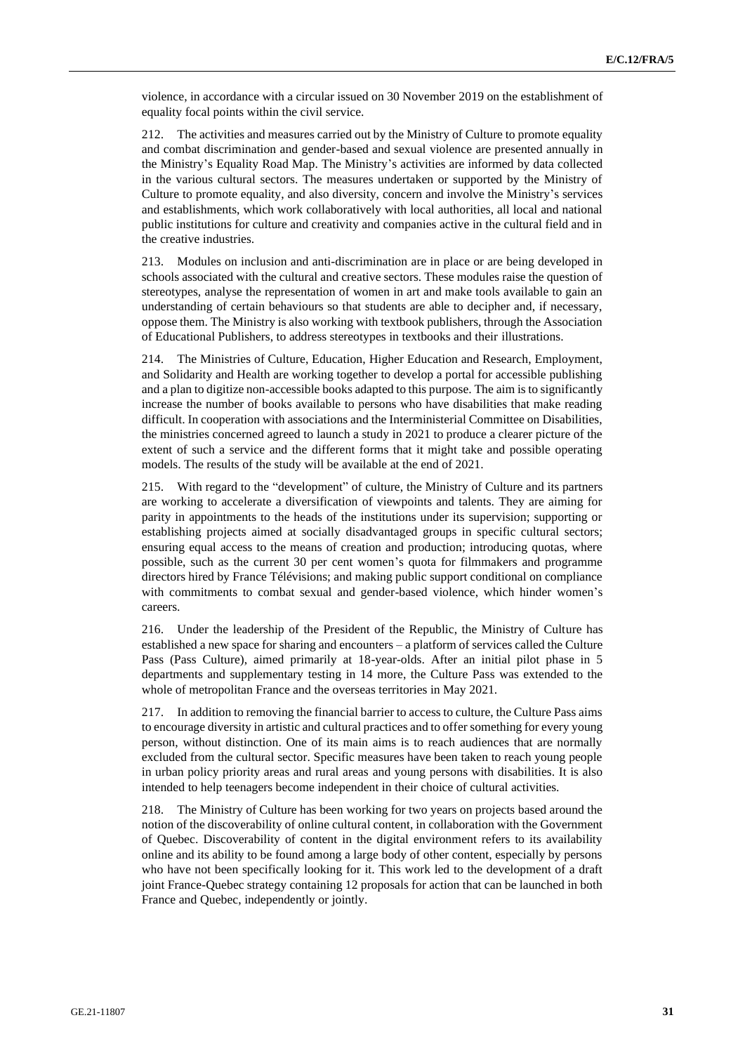violence, in accordance with a circular issued on 30 November 2019 on the establishment of equality focal points within the civil service.

212. The activities and measures carried out by the Ministry of Culture to promote equality and combat discrimination and gender-based and sexual violence are presented annually in the Ministry's Equality Road Map. The Ministry's activities are informed by data collected in the various cultural sectors. The measures undertaken or supported by the Ministry of Culture to promote equality, and also diversity, concern and involve the Ministry's services and establishments, which work collaboratively with local authorities, all local and national public institutions for culture and creativity and companies active in the cultural field and in the creative industries.

213. Modules on inclusion and anti-discrimination are in place or are being developed in schools associated with the cultural and creative sectors. These modules raise the question of stereotypes, analyse the representation of women in art and make tools available to gain an understanding of certain behaviours so that students are able to decipher and, if necessary, oppose them. The Ministry is also working with textbook publishers, through the Association of Educational Publishers, to address stereotypes in textbooks and their illustrations.

214. The Ministries of Culture, Education, Higher Education and Research, Employment, and Solidarity and Health are working together to develop a portal for accessible publishing and a plan to digitize non-accessible books adapted to this purpose. The aim is to significantly increase the number of books available to persons who have disabilities that make reading difficult. In cooperation with associations and the Interministerial Committee on Disabilities, the ministries concerned agreed to launch a study in 2021 to produce a clearer picture of the extent of such a service and the different forms that it might take and possible operating models. The results of the study will be available at the end of 2021.

215. With regard to the "development" of culture, the Ministry of Culture and its partners are working to accelerate a diversification of viewpoints and talents. They are aiming for parity in appointments to the heads of the institutions under its supervision; supporting or establishing projects aimed at socially disadvantaged groups in specific cultural sectors; ensuring equal access to the means of creation and production; introducing quotas, where possible, such as the current 30 per cent women's quota for filmmakers and programme directors hired by France Télévisions; and making public support conditional on compliance with commitments to combat sexual and gender-based violence, which hinder women's careers.

216. Under the leadership of the President of the Republic, the Ministry of Culture has established a new space for sharing and encounters – a platform of services called the Culture Pass (Pass Culture), aimed primarily at 18-year-olds. After an initial pilot phase in 5 departments and supplementary testing in 14 more, the Culture Pass was extended to the whole of metropolitan France and the overseas territories in May 2021.

217. In addition to removing the financial barrier to access to culture, the Culture Pass aims to encourage diversity in artistic and cultural practices and to offer something for every young person, without distinction. One of its main aims is to reach audiences that are normally excluded from the cultural sector. Specific measures have been taken to reach young people in urban policy priority areas and rural areas and young persons with disabilities. It is also intended to help teenagers become independent in their choice of cultural activities.

218. The Ministry of Culture has been working for two years on projects based around the notion of the discoverability of online cultural content, in collaboration with the Government of Quebec. Discoverability of content in the digital environment refers to its availability online and its ability to be found among a large body of other content, especially by persons who have not been specifically looking for it. This work led to the development of a draft joint France-Quebec strategy containing 12 proposals for action that can be launched in both France and Quebec, independently or jointly.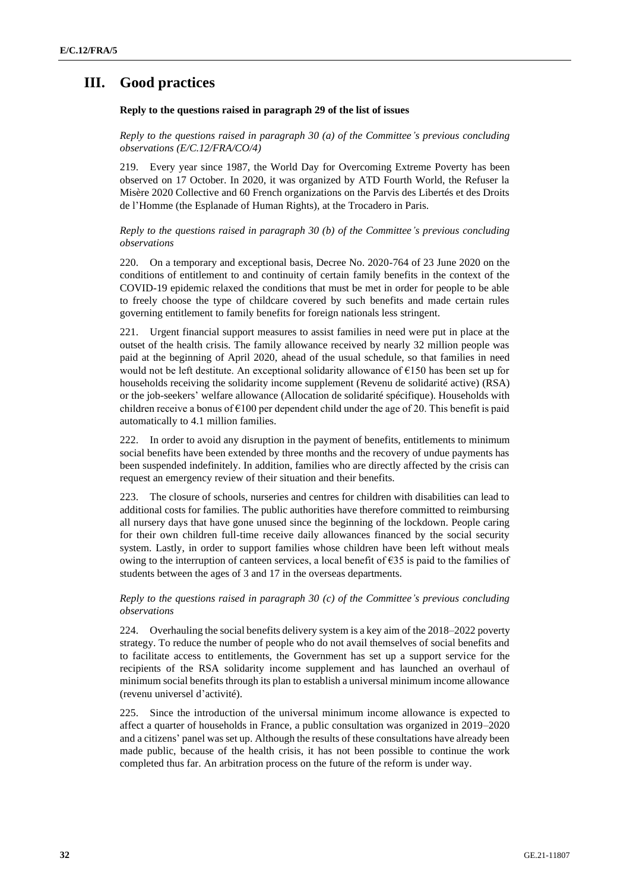# III. Good practices

**Reply to the questions raised in paragraph 29 of the list of issues**

*Reply to the questions raised in paragraph 30 (a) of the Committee's previous concluding observations (E/C.12/FRA/CO/4)*

219. Every year since 1987, the World Day for Overcoming Extreme Poverty has been observed on 17 October. In 2020, it was organized by ATD Fourth World, the Refuser la Misère 2020 Collective and 60 French organizations on the Parvis des Libertés et des Droits de l'Homme (the Esplanade of Human Rights), at the Trocadero in Paris.

*Reply to the questions raised in paragraph 30 (b) of the Committee's previous concluding observations*

220. On a temporary and exceptional basis, Decree No. 2020-764 of 23 June 2020 on the conditions of entitlement to and continuity of certain family benefits in the context of the COVID-19 epidemic relaxed the conditions that must be met in order for people to be able to freely choose the type of childcare covered by such benefits and made certain rules governing entitlement to family benefits for foreign nationals less stringent.

221. Urgent financial support measures to assist families in need were put in place at the outset of the health crisis. The family allowance received by nearly 32 million people was paid at the beginning of April 2020, ahead of the usual schedule, so that families in need would not be left destitute. An exceptional solidarity allowance of €150 has been set up for households receiving the solidarity income supplement (Revenu de solidarité active) (RSA) or the job-seekers' welfare allowance (Allocation de solidarité spécifique). Households with children receive a bonus of €100 per dependent child under the age of 20. This benefit is paid automatically to 4.1 million families.

222. In order to avoid any disruption in the payment of benefits, entitlements to minimum social benefits have been extended by three months and the recovery of undue payments has been suspended indefinitely. In addition, families who are directly affected by the crisis can request an emergency review of their situation and their benefits.

223. The closure of schools, nurseries and centres for children with disabilities can lead to additional costs for families. The public authorities have therefore committed to reimbursing all nursery days that have gone unused since the beginning of the lockdown. People caring for their own children full-time receive daily allowances financed by the social security system. Lastly, in order to support families whose children have been left without meals owing to the interruption of canteen services, a local benefit of €35 is paid to the families of students between the ages of 3 and 17 in the overseas departments.

*Reply to the questions raised in paragraph 30 (c) of the Committee's previous concluding observations*

224. Overhauling the social benefits delivery system is a key aim of the 2018–2022 poverty strategy. To reduce the number of people who do not avail themselves of social benefits and to facilitate access to entitlements, the Government has set up a support service for the recipients of the RSA solidarity income supplement and has launched an overhaul of minimum social benefits through its plan to establish a universal minimum income allowance (revenu universel d'activité).

225. Since the introduction of the universal minimum income allowance is expected to affect a quarter of households in France, a public consultation was organized in 2019–2020 and a citizens' panel was set up. Although the results of these consultations have already been made public, because of the health crisis, it has not been possible to continue the work completed thus far. An arbitration process on the future of the reform is under way.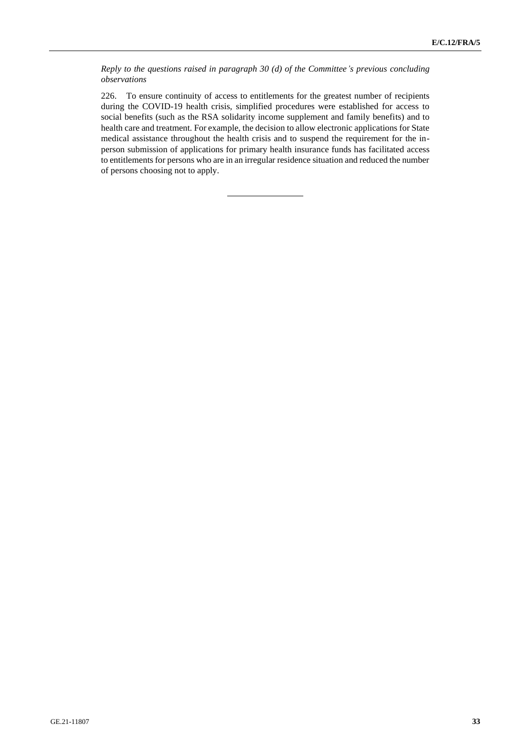*Reply to the questions raised in paragraph 30 (d) of the Committee's previous concluding observations*

226. To ensure continuity of access to entitlements for the greatest number of recipients during the COVID-19 health crisis, simplified procedures were established for access to social benefits (such as the RSA solidarity income supplement and family benefits) and to health care and treatment. For example, the decision to allow electronic applications for State medical assistance throughout the health crisis and to suspend the requirement for the in-person submission of applications for primary health insurance funds has facilitated access to entitlements for persons who are in an irregular residence situation and reduced the number of persons choosing not to apply.